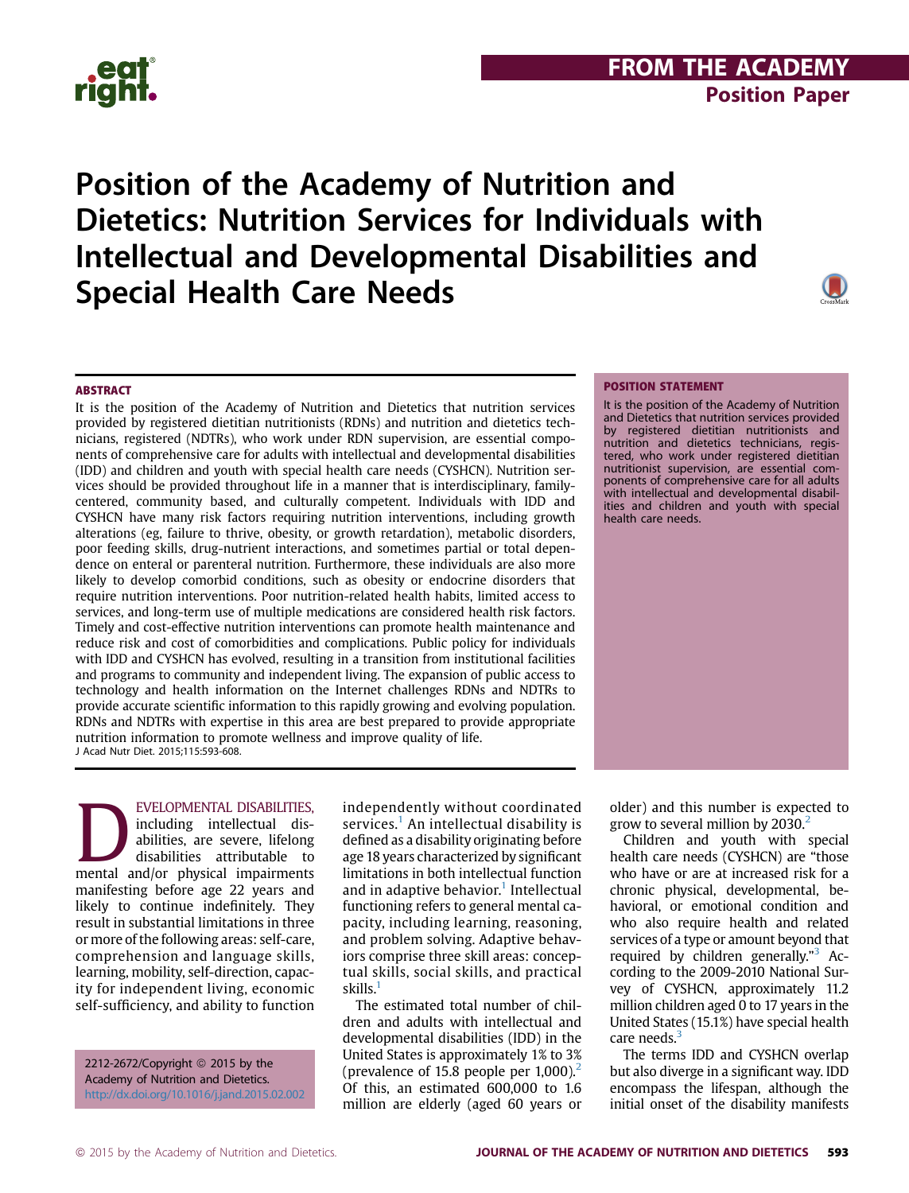FROM THE ACADEMY

Position Paper

# Position of the Academy of Nutrition and Dietetics: Nutrition Services for Individuals with Intellectual and Developmental Disabilities and Special Health Care Needs

## ABSTRACT

It is the position of the Academy of Nutrition and Dietetics that nutrition services provided by registered dietitian nutritionists (RDNs) and nutrition and dietetics technicians, registered (NDTRs), who work under RDN supervision, are essential components of comprehensive care for adults with intellectual and developmental disabilities (IDD) and children and youth with special health care needs (CYSHCN). Nutrition services should be provided throughout life in a manner that is interdisciplinary, family-centered, community based, and culturally competent. Individuals with IDD and CYSHCN have many risk factors requiring nutrition interventions, including growth alterations (eg, failure to thrive, obesity, or growth retardation), metabolic disorders, poor feeding skills, drug-nutrient interactions, and sometimes partial or total dependence on enteral or parenteral nutrition. Furthermore, these individuals are also more likely to develop comorbid conditions, such as obesity or endocrine disorders that require nutrition interventions. Poor nutrition-related health habits, limited access to services, and long-term use of multiple medications are considered health risk factors. Timely and cost-effective nutrition interventions can promote health maintenance and reduce risk and cost of comorbidities and complications. Public policy for individuals with IDD and CYSHCN has evolved, resulting in a transition from institutional facilities and programs to community and independent living. The expansion of public access to technology and health information on the Internet challenges RDNs and NDTRs to provide accurate scientific information to this rapidly growing and evolving population. RDNs and NDTRs with expertise in this area are best prepared to provide appropriate nutrition information to promote wellness and improve quality of life.

J Acad Nutr Diet. 2015;115:593-608.

## POSITION STATEMENT

It is the position of the Academy of Nutrition and Dietetics that nutrition services provided by registered dietitian nutritionists and nutrition and dietetics technicians, registered, who work under registered dietitian nutritionist supervision, are essential components of comprehensive care for all adults with intellectual and developmental disabilities and children and youth with special health care needs.

DEVELOPMENTAL DISABILITIES, including intellectual disabilities, are severe, lifelong disabilities attributable to mental and/or physical impairments manifesting before age 22 years and likely to continue indefinitely. They result in substantial limitations in three or more of the following areas: self-care, comprehension and language skills, learning, mobility, self-direction, capacity for independent living, economic self-sufficiency, and ability to function independently without coordinated services.[1] An intellectual disability is defined as a disability originating before age 18 years characterized by significant limitations in both intellectual function and in adaptive behavior.[1] Intellectual functioning refers to general mental capacity, including learning, reasoning, and problem solving. Adaptive behaviors comprise three skill areas: conceptual skills, social skills, and practical skills.[1]

The estimated total number of children and adults with intellectual and developmental disabilities (IDD) in the United States is approximately 1% to 3% (prevalence of 15.8 people per 1,000).[2] Of this, an estimated 600,000 to 1.6 million are elderly (aged 60 years or older) and this number is expected to grow to several million by 2030.[2]

Children and youth with special health care needs (CYSHCN) are "those who have or are at increased risk for a chronic physical, developmental, behavioral, or emotional condition and who also require health and related services of a type or amount beyond that required by children generally."[3] According to the 2009-2010 National Survey of CYSHCN, approximately 11.2 million children aged 0 to 17 years in the United States (15.1%) have special health care needs.[3]

The terms IDD and CYSHCN overlap but also diverge in a significant way. IDD encompass the lifespan, although the initial onset of the disability manifests

2212-2672/Copyright © 2015 by the Academy of Nutrition and Dietetics.
http://dx.doi.org/10.1016/j.jand.2015.02.002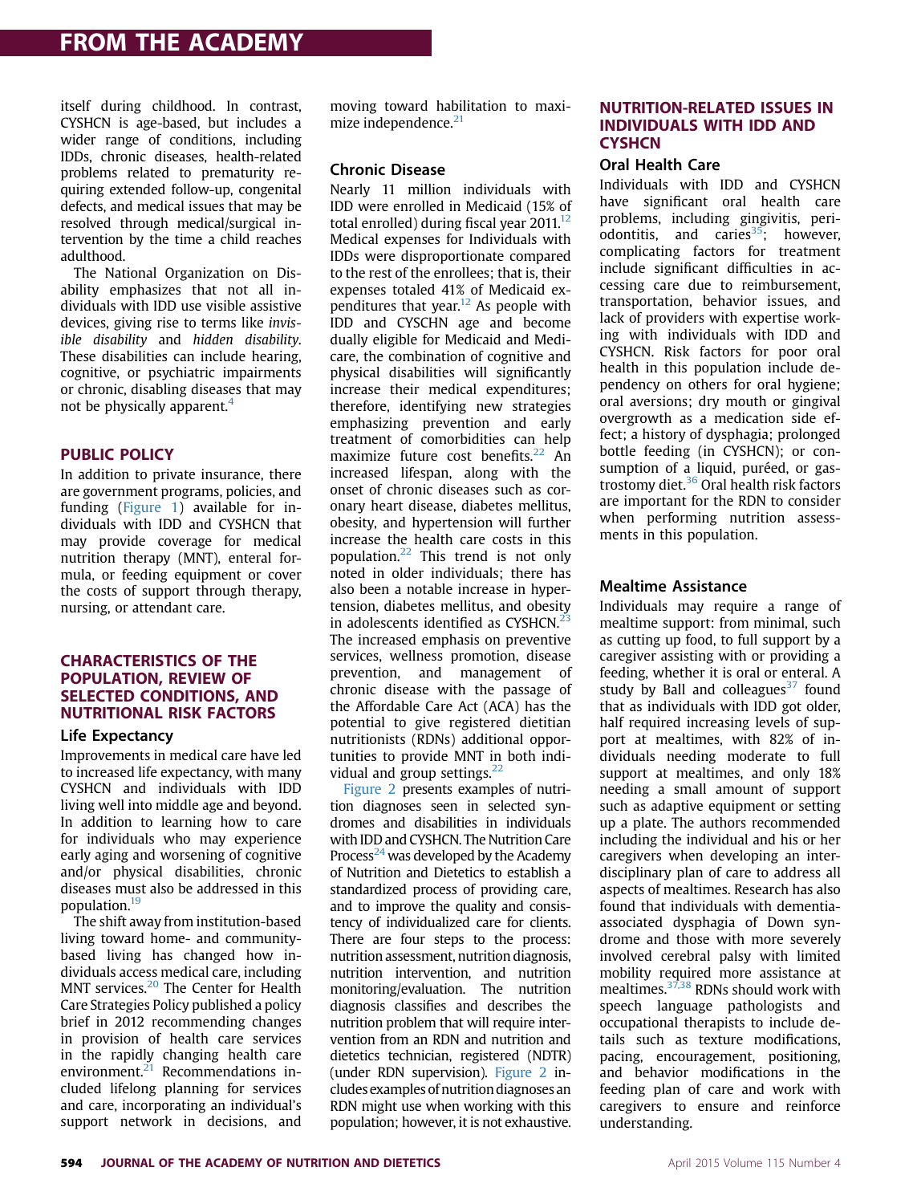itself during childhood. In contrast, CYSHCN is age-based, but includes a wider range of conditions, including IDDs, chronic diseases, health-related problems related to prematurity requiring extended follow-up, congenital defects, and medical issues that may be resolved through medical/surgical intervention by the time a child reaches adulthood.

The National Organization on Disability emphasizes that not all individuals with IDD use visible assistive devices, giving rise to terms like *invisible disability* and *hidden disability*. These disabilities can include hearing, cognitive, or psychiatric impairments or chronic, disabling diseases that may not be physically apparent.[4]

## PUBLIC POLICY

In addition to private insurance, there are government programs, policies, and funding (Figure 1) available for individuals with IDD and CYSHCN that may provide coverage for medical nutrition therapy (MNT), enteral formula, or feeding equipment or cover the costs of support through therapy, nursing, or attendant care.

## CHARACTERISTICS OF THE POPULATION, REVIEW OF SELECTED CONDITIONS, AND NUTRITIONAL RISK FACTORS

### Life Expectancy

Improvements in medical care have led to increased life expectancy, with many CYSHCN and individuals with IDD living well into middle age and beyond. In addition to learning how to care for individuals who may experience early aging and worsening of cognitive and/or physical disabilities, chronic diseases must also be addressed in this population.[19]

The shift away from institution-based living toward home- and community-based living has changed how individuals access medical care, including MNT services.[20] The Center for Health Care Strategies Policy published a policy brief in 2012 recommending changes in provision of health care services in the rapidly changing health care environment.[21] Recommendations included lifelong planning for services and care, incorporating an individual's support network in decisions, and moving toward habilitation to maximize independence.[21]

### Chronic Disease

Nearly 11 million individuals with IDD were enrolled in Medicaid (15% of total enrolled) during fiscal year 2011.[12] Medical expenses for Individuals with IDDs were disproportionate compared to the rest of the enrollees; that is, their expenses totaled 41% of Medicaid expenditures that year.[12] As people with IDD and CYSCHN age and become dually eligible for Medicaid and Medicare, the combination of cognitive and physical disabilities will significantly increase their medical expenditures; therefore, identifying new strategies emphasizing prevention and early treatment of comorbidities can help maximize future cost benefits.[22] An increased lifespan, along with the onset of chronic diseases such as coronary heart disease, diabetes mellitus, obesity, and hypertension will further increase the health care costs in this population.[22] This trend is not only noted in older individuals; there has also been a notable increase in hypertension, diabetes mellitus, and obesity in adolescents identified as CYSHCN.[23] The increased emphasis on preventive services, wellness promotion, disease prevention, and management of chronic disease with the passage of the Affordable Care Act (ACA) has the potential to give registered dietitian nutritionists (RDNs) additional opportunities to provide MNT in both individual and group settings.[22]

Figure 2 presents examples of nutrition diagnoses seen in selected syndromes and disabilities in individuals with IDD and CYSHCN. The Nutrition Care Process[24] was developed by the Academy of Nutrition and Dietetics to establish a standardized process of providing care, and to improve the quality and consistency of individualized care for clients. There are four steps to the process: nutrition assessment, nutrition diagnosis, nutrition intervention, and nutrition monitoring/evaluation. The nutrition diagnosis classifies and describes the nutrition problem that will require intervention from an RDN and nutrition and dietetics technician, registered (NDTR) (under RDN supervision). Figure 2 includes examples of nutrition diagnoses an RDN might use when working with this population; however, it is not exhaustive.

## NUTRITION-RELATED ISSUES IN INDIVIDUALS WITH IDD AND CYSHCN

### Oral Health Care

Individuals with IDD and CYSHCN have significant oral health care problems, including gingivitis, periodontitis, and caries[35]; however, complicating factors for treatment include significant difficulties in accessing care due to reimbursement, transportation, behavior issues, and lack of providers with expertise working with individuals with IDD and CYSHCN. Risk factors for poor oral health in this population include dependency on others for oral hygiene; oral aversions; dry mouth or gingival overgrowth as a medication side effect; a history of dysphagia; prolonged bottle feeding (in CYSHCN); or consumption of a liquid, puréed, or gastrostomy diet.[36] Oral health risk factors are important for the RDN to consider when performing nutrition assessments in this population.

### Mealtime Assistance

Individuals may require a range of mealtime support: from minimal, such as cutting up food, to full support by a caregiver assisting with or providing a feeding, whether it is oral or enteral. A study by Ball and colleagues[37] found that as individuals with IDD got older, half required increasing levels of support at mealtimes, with 82% of individuals needing moderate to full support at mealtimes, and only 18% needing a small amount of support such as adaptive equipment or setting up a plate. The authors recommended including the individual and his or her caregivers when developing an interdisciplinary plan of care to address all aspects of mealtimes. Research has also found that individuals with dementia-associated dysphagia of Down syndrome and those with more severely involved cerebral palsy with limited mobility required more assistance at mealtimes.[37,38] RDNs should work with speech language pathologists and occupational therapists to include details such as texture modifications, pacing, encouragement, positioning, and behavior modifications in the feeding plan of care and work with caregivers to ensure and reinforce understanding.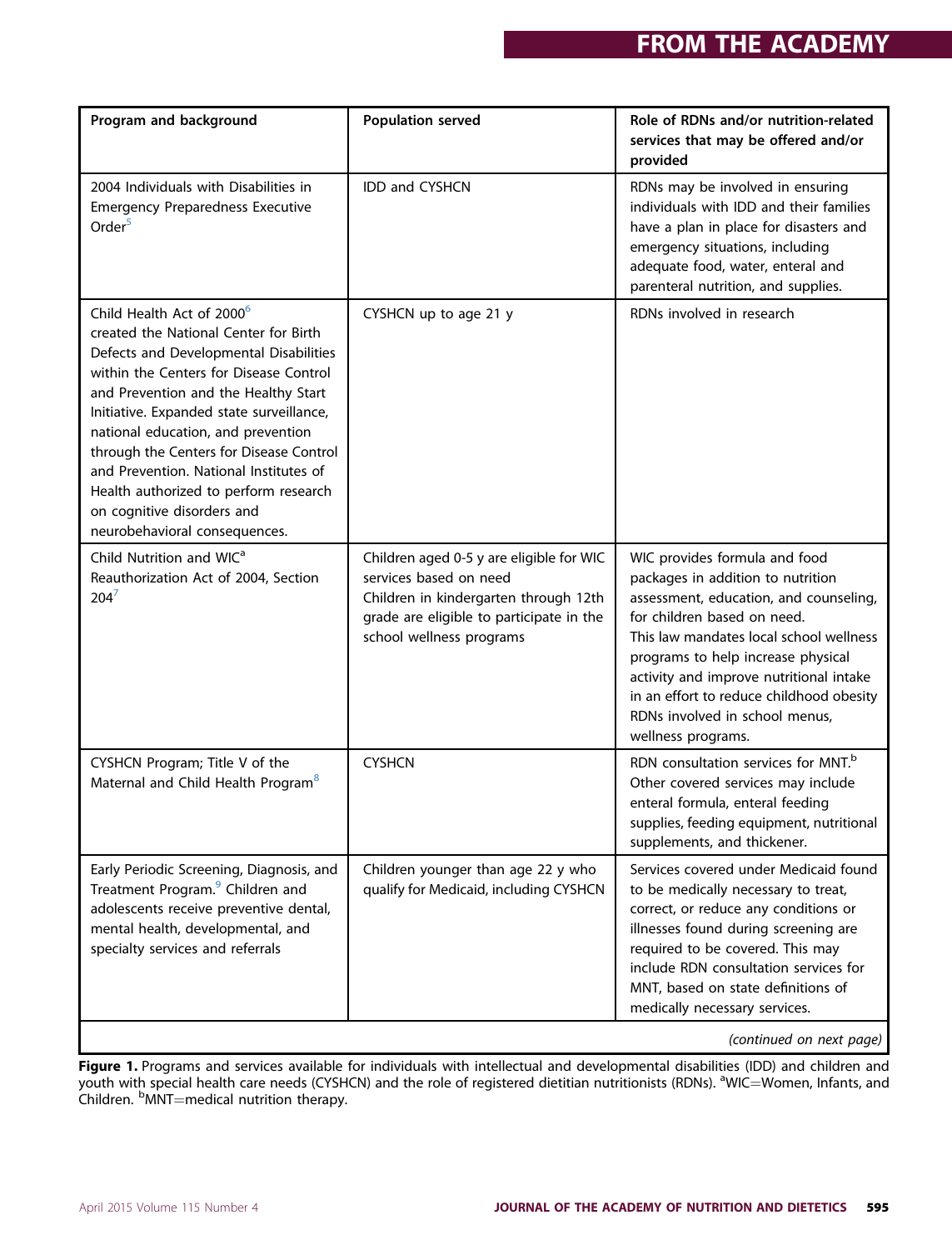| Program and background | Population served | Role of RDNs and/or nutrition-related services that may be offered and/or provided |
|---|---|---|
| 2004 Individuals with Disabilities in Emergency Preparedness Executive Order[5] | IDD and CYSHCN | RDNs may be involved in ensuring individuals with IDD and their families have a plan in place for disasters and emergency situations, including adequate food, water, enteral and parenteral nutrition, and supplies. |
| Child Health Act of 2000[6] created the National Center for Birth Defects and Developmental Disabilities within the Centers for Disease Control and Prevention and the Healthy Start Initiative. Expanded state surveillance, national education, and prevention through the Centers for Disease Control and Prevention. National Institutes of Health authorized to perform research on cognitive disorders and neurobehavioral consequences. | CYSHCN up to age 21 y | RDNs involved in research |
| Child Nutrition and WIC[a] Reauthorization Act of 2004, Section 204[7] | Children aged 0-5 y are eligible for WIC services based on need<br>Children in kindergarten through 12th grade are eligible to participate in the school wellness programs | WIC provides formula and food packages in addition to nutrition assessment, education, and counseling, for children based on need.<br>This law mandates local school wellness programs to help increase physical activity and improve nutritional intake in an effort to reduce childhood obesity<br>RDNs involved in school menus, wellness programs. |
| CYSHCN Program; Title V of the Maternal and Child Health Program[8] | CYSHCN | RDN consultation services for MNT.[b]<br>Other covered services may include enteral formula, enteral feeding supplies, feeding equipment, nutritional supplements, and thickener. |
| Early Periodic Screening, Diagnosis, and Treatment Program.[9] Children and adolescents receive preventive dental, mental health, developmental, and specialty services and referrals | Children younger than age 22 y who qualify for Medicaid, including CYSHCN | Services covered under Medicaid found to be medically necessary to treat, correct, or reduce any conditions or illnesses found during screening are required to be covered. This may include RDN consultation services for MNT, based on state definitions of medically necessary services. |
| *(continued on next page)* | | |

**Figure 1.** Programs and services available for individuals with intellectual and developmental disabilities (IDD) and children and youth with special health care needs (CYSHCN) and the role of registered dietitian nutritionists (RDNs). [a]WIC=Women, Infants, and Children. [b]MNT=medical nutrition therapy.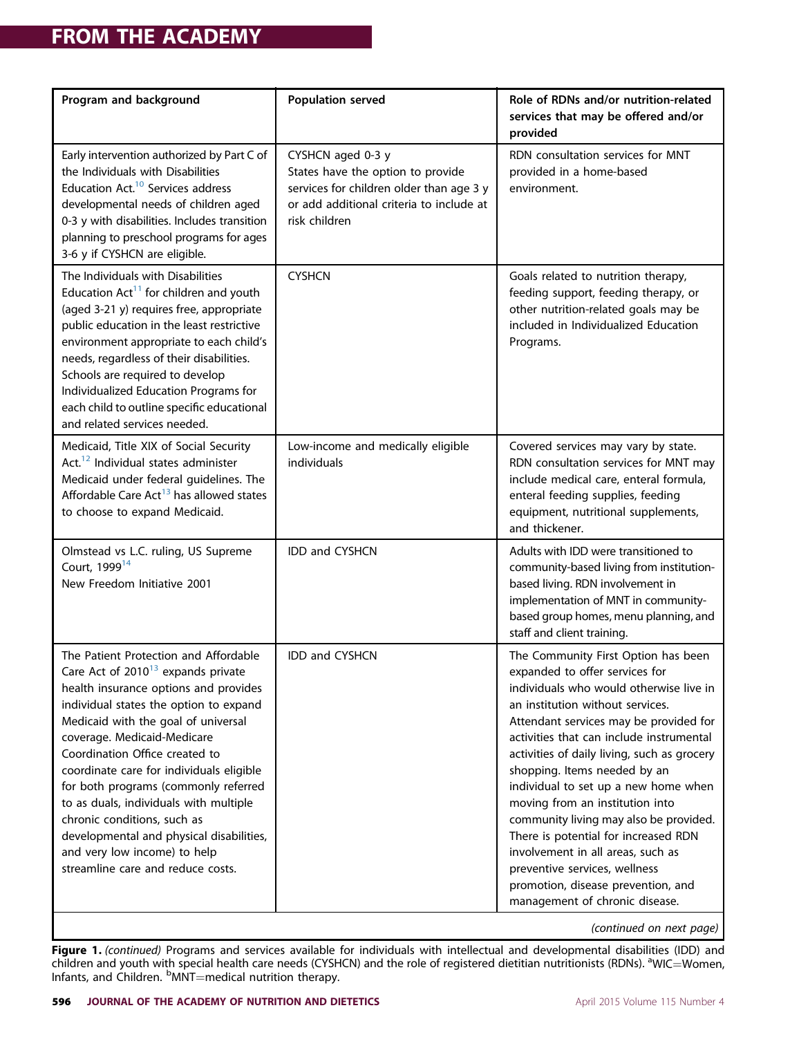| Program and background | Population served | Role of RDNs and/or nutrition-related services that may be offered and/or provided |
|---|---|---|
| Early intervention authorized by Part C of the Individuals with Disabilities Education Act.[10] Services address developmental needs of children aged 0-3 y with disabilities. Includes transition planning to preschool programs for ages 3-6 y if CYSHCN are eligible. | CYSHCN aged 0-3 y States have the option to provide services for children older than age 3 y or add additional criteria to include at risk children | RDN consultation services for MNT provided in a home-based environment. |
| The Individuals with Disabilities Education Act[11] for children and youth (aged 3-21 y) requires free, appropriate public education in the least restrictive environment appropriate to each child's needs, regardless of their disabilities. Schools are required to develop Individualized Education Programs for each child to outline specific educational and related services needed. | CYSHCN | Goals related to nutrition therapy, feeding support, feeding therapy, or other nutrition-related goals may be included in Individualized Education Programs. |
| Medicaid, Title XIX of Social Security Act.[12] Individual states administer Medicaid under federal guidelines. The Affordable Care Act[13] has allowed states to choose to expand Medicaid. | Low-income and medically eligible individuals | Covered services may vary by state. RDN consultation services for MNT may include medical care, enteral formula, enteral feeding supplies, feeding equipment, nutritional supplements, and thickener. |
| Olmstead vs L.C. ruling, US Supreme Court, 1999[14] New Freedom Initiative 2001 | IDD and CYSHCN | Adults with IDD were transitioned to community-based living from institution-based living. RDN involvement in implementation of MNT in community-based group homes, menu planning, and staff and client training. |
| The Patient Protection and Affordable Care Act of 2010[13] expands private health insurance options and provides individual states the option to expand Medicaid with the goal of universal coverage. Medicaid-Medicare Coordination Office created to coordinate care for individuals eligible for both programs (commonly referred to as duals, individuals with multiple chronic conditions, such as developmental and physical disabilities, and very low income) to help streamline care and reduce costs. | IDD and CYSHCN | The Community First Option has been expanded to offer services for individuals who would otherwise live in an institution without services. Attendant services may be provided for activities that can include instrumental activities of daily living, such as grocery shopping. Items needed by an individual to set up a new home when moving from an institution into community living may also be provided. There is potential for increased RDN involvement in all areas, such as preventive services, wellness promotion, disease prevention, and management of chronic disease. |

*(continued on next page)*

**Figure 1.** *(continued)* Programs and services available for individuals with intellectual and developmental disabilities (IDD) and children and youth with special health care needs (CYSHCN) and the role of registered dietitian nutritionists (RDNs). [a]WIC=Women, Infants, and Children. [b]MNT=medical nutrition therapy.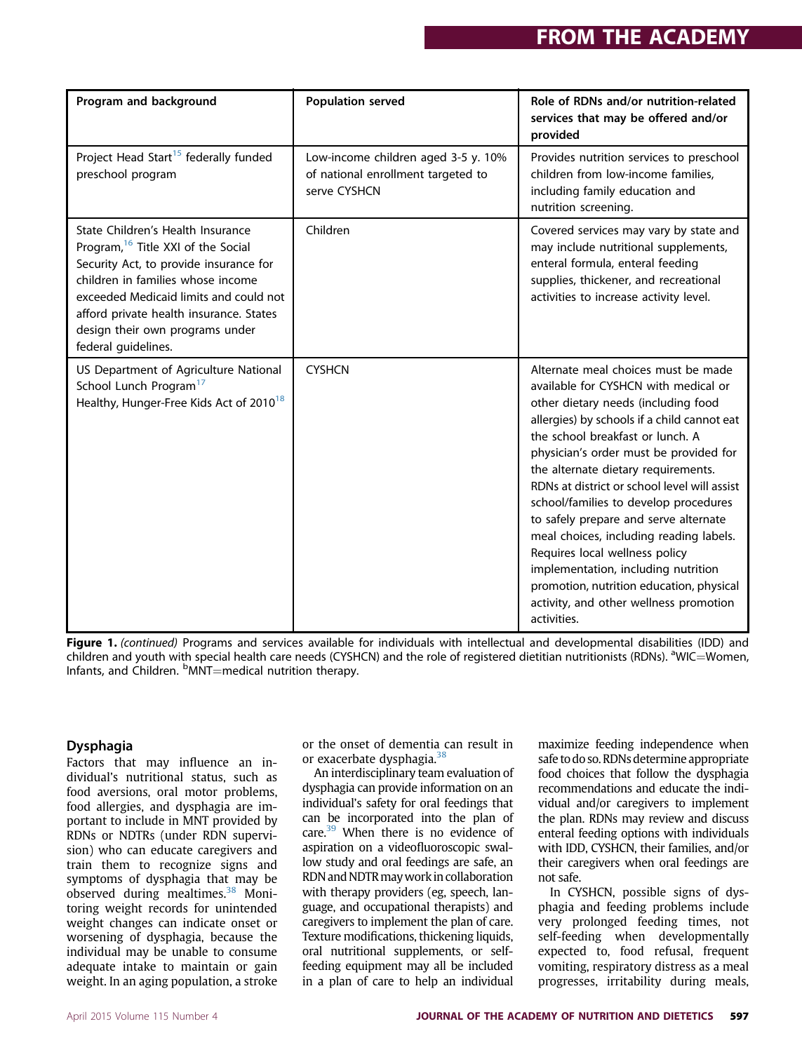| Program and background | Population served | Role of RDNs and/or nutrition-related services that may be offered and/or provided |
|---|---|---|
| Project Head Start[15] federally funded preschool program | Low-income children aged 3-5 y. 10% of national enrollment targeted to serve CYSHCN | Provides nutrition services to preschool children from low-income families, including family education and nutrition screening. |
| State Children's Health Insurance Program,[16] Title XXI of the Social Security Act, to provide insurance for children in families whose income exceeded Medicaid limits and could not afford private health insurance. States design their own programs under federal guidelines. | Children | Covered services may vary by state and may include nutritional supplements, enteral formula, enteral feeding supplies, thickener, and recreational activities to increase activity level. |
| US Department of Agriculture National School Lunch Program[17] Healthy, Hunger-Free Kids Act of 2010[18] | CYSHCN | Alternate meal choices must be made available for CYSHCN with medical or other dietary needs (including food allergies) by schools if a child cannot eat the school breakfast or lunch. A physician's order must be provided for the alternate dietary requirements. RDNs at district or school level will assist school/families to develop procedures to safely prepare and serve alternate meal choices, including reading labels. Requires local wellness policy implementation, including nutrition promotion, nutrition education, physical activity, and other wellness promotion activities. |

**Figure 1.** *(continued)* Programs and services available for individuals with intellectual and developmental disabilities (IDD) and children and youth with special health care needs (CYSHCN) and the role of registered dietitian nutritionists (RDNs). [a]WIC=Women, Infants, and Children. [b]MNT=medical nutrition therapy.

## Dysphagia

Factors that may influence an individual's nutritional status, such as food aversions, oral motor problems, food allergies, and dysphagia are important to include in MNT provided by RDNs or NDTRs (under RDN supervision) who can educate caregivers and train them to recognize signs and symptoms of dysphagia that may be observed during mealtimes.[38] Monitoring weight records for unintended weight changes can indicate onset or worsening of dysphagia, because the individual may be unable to consume adequate intake to maintain or gain weight. In an aging population, a stroke or the onset of dementia can result in or exacerbate dysphagia.[38]

An interdisciplinary team evaluation of dysphagia can provide information on an individual's safety for oral feedings that can be incorporated into the plan of care.[39] When there is no evidence of aspiration on a videofluoroscopic swallow study and oral feedings are safe, an RDN and NDTR may work in collaboration with therapy providers (eg, speech, language, and occupational therapists) and caregivers to implement the plan of care. Texture modifications, thickening liquids, oral nutritional supplements, or self-feeding equipment may all be included in a plan of care to help an individual maximize feeding independence when safe to do so. RDNs determine appropriate food choices that follow the dysphagia recommendations and educate the individual and/or caregivers to implement the plan. RDNs may review and discuss enteral feeding options with individuals with IDD, CYSHCN, their families, and/or their caregivers when oral feedings are not safe.

In CYSHCN, possible signs of dysphagia and feeding problems include very prolonged feeding times, not self-feeding when developmentally expected to, food refusal, frequent vomiting, respiratory distress as a meal progresses, irritability during meals,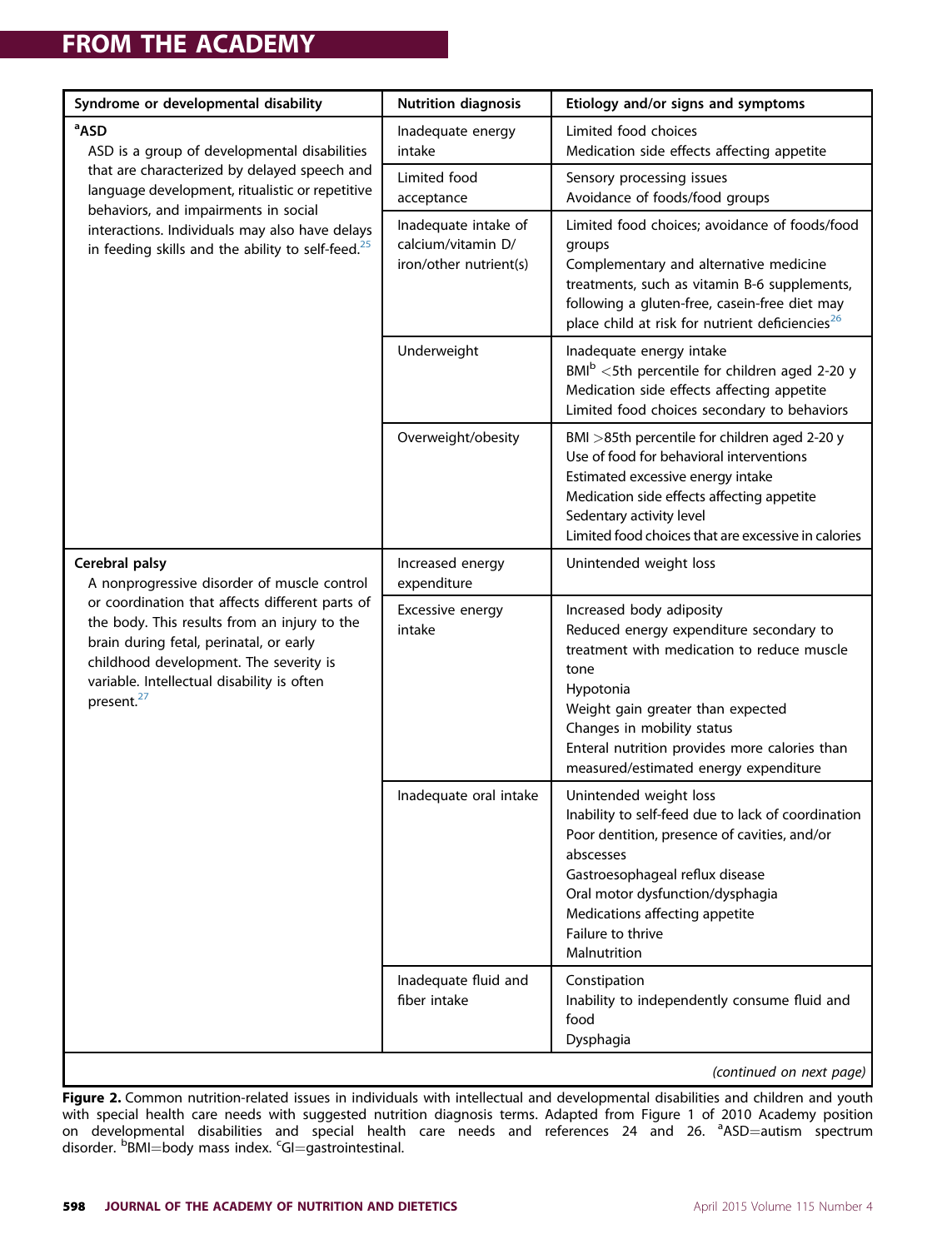| Syndrome or developmental disability | Nutrition diagnosis | Etiology and/or signs and symptoms |
|---|---|---|
| **[a]ASD**<br>ASD is a group of developmental disabilities that are characterized by delayed speech and language development, ritualistic or repetitive behaviors, and impairments in social interactions. Individuals may also have delays in feeding skills and the ability to self-feed.[25] | Inadequate energy intake | Limited food choices<br>Medication side effects affecting appetite |
| | Limited food acceptance | Sensory processing issues<br>Avoidance of foods/food groups |
| | Inadequate intake of calcium/vitamin D/ iron/other nutrient(s) | Limited food choices; avoidance of foods/food groups<br>Complementary and alternative medicine treatments, such as vitamin B-6 supplements, following a gluten-free, casein-free diet may place child at risk for nutrient deficiencies[26] |
| | Underweight | Inadequate energy intake<br>BMI[b] <5th percentile for children aged 2-20 y<br>Medication side effects affecting appetite<br>Limited food choices secondary to behaviors |
| | Overweight/obesity | BMI >85th percentile for children aged 2-20 y<br>Use of food for behavioral interventions<br>Estimated excessive energy intake<br>Medication side effects affecting appetite<br>Sedentary activity level<br>Limited food choices that are excessive in calories |
| **Cerebral palsy**<br>A nonprogressive disorder of muscle control or coordination that affects different parts of the body. This results from an injury to the brain during fetal, perinatal, or early childhood development. The severity is variable. Intellectual disability is often present.[27] | Increased energy expenditure | Unintended weight loss |
| | Excessive energy intake | Increased body adiposity<br>Reduced energy expenditure secondary to treatment with medication to reduce muscle tone<br>Hypotonia<br>Weight gain greater than expected<br>Changes in mobility status<br>Enteral nutrition provides more calories than measured/estimated energy expenditure |
| | Inadequate oral intake | Unintended weight loss<br>Inability to self-feed due to lack of coordination<br>Poor dentition, presence of cavities, and/or abscesses<br>Gastroesophageal reflux disease<br>Oral motor dysfunction/dysphagia<br>Medications affecting appetite<br>Failure to thrive<br>Malnutrition |
| | Inadequate fluid and fiber intake | Constipation<br>Inability to independently consume fluid and food<br>Dysphagia |

*(continued on next page)*

**Figure 2.** Common nutrition-related issues in individuals with intellectual and developmental disabilities and children and youth with special health care needs with suggested nutrition diagnosis terms. Adapted from Figure 1 of 2010 Academy position on developmental disabilities and special health care needs and references 24 and 26. [a]ASD=autism spectrum disorder. [b]BMI=body mass index. [c]GI=gastrointestinal.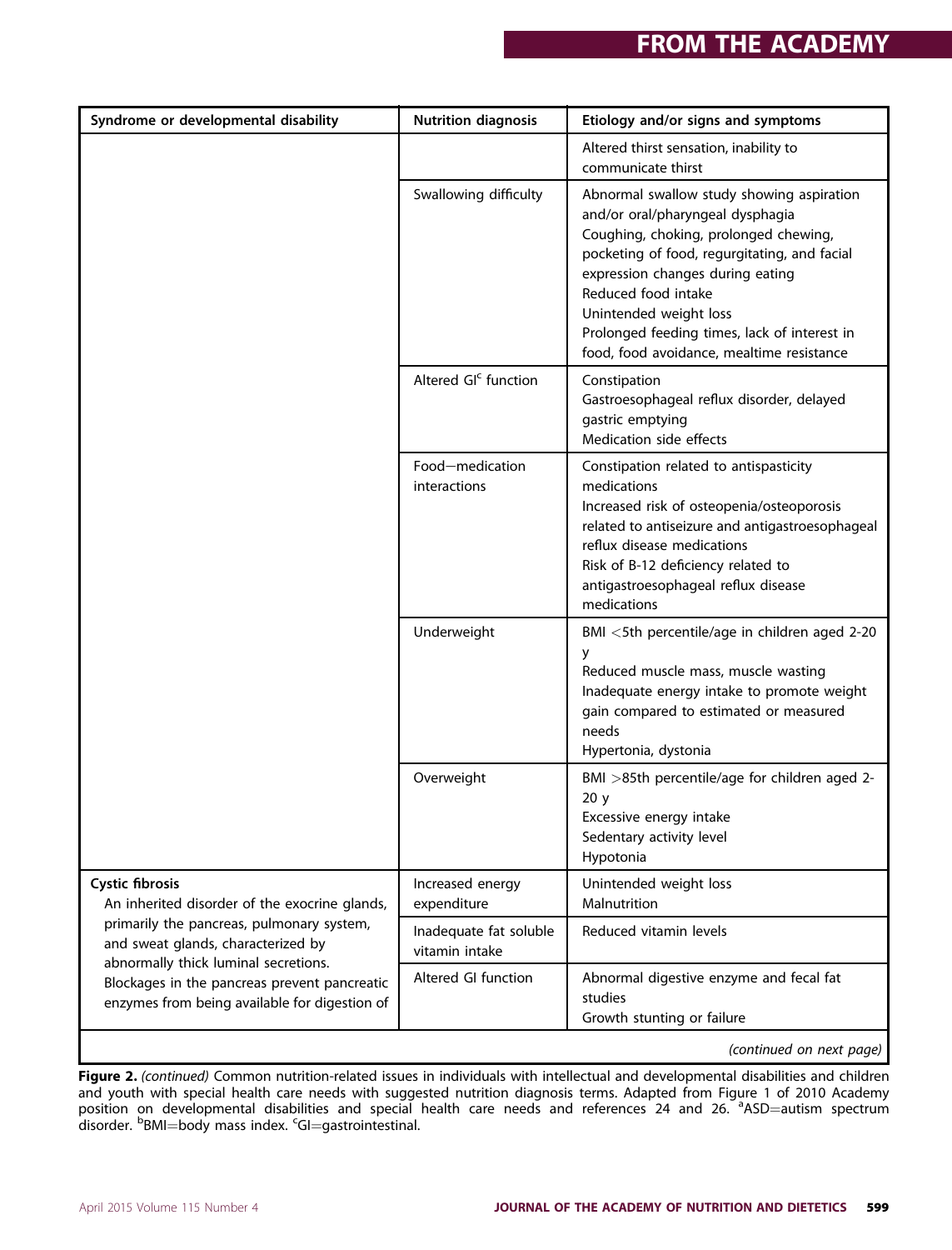| Syndrome or developmental disability | Nutrition diagnosis | Etiology and/or signs and symptoms |
| --- | --- | --- |
| | | Altered thirst sensation, inability to communicate thirst |
| | Swallowing difficulty | Abnormal swallow study showing aspiration and/or oral/pharyngeal dysphagia<br>Coughing, choking, prolonged chewing, pocketing of food, regurgitating, and facial expression changes during eating<br>Reduced food intake<br>Unintended weight loss<br>Prolonged feeding times, lack of interest in food, food avoidance, mealtime resistance |
| | Altered GI[c] function | Constipation<br>Gastroesophageal reflux disorder, delayed gastric emptying<br>Medication side effects |
| | Food–medication interactions | Constipation related to antispasticity medications<br>Increased risk of osteopenia/osteoporosis related to antiseizure and antigastroesophageal reflux disease medications<br>Risk of B-12 deficiency related to antigastroesophageal reflux disease medications |
| | Underweight | BMI <5th percentile/age in children aged 2-20 y<br>Reduced muscle mass, muscle wasting<br>Inadequate energy intake to promote weight gain compared to estimated or measured needs<br>Hypertonia, dystonia |
| | Overweight | BMI >85th percentile/age for children aged 2-20 y<br>Excessive energy intake<br>Sedentary activity level<br>Hypotonia |
| **Cystic fibrosis**<br>An inherited disorder of the exocrine glands, primarily the pancreas, pulmonary system, and sweat glands, characterized by abnormally thick luminal secretions. Blockages in the pancreas prevent pancreatic enzymes from being available for digestion of | Increased energy expenditure | Unintended weight loss<br>Malnutrition |
| | Inadequate fat soluble vitamin intake | Reduced vitamin levels |
| | Altered GI function | Abnormal digestive enzyme and fecal fat studies<br>Growth stunting or failure |

*(continued on next page)*

**Figure 2.** *(continued)* Common nutrition-related issues in individuals with intellectual and developmental disabilities and children and youth with special health care needs with suggested nutrition diagnosis terms. Adapted from Figure 1 of 2010 Academy position on developmental disabilities and special health care needs and references 24 and 26. [a]ASD=autism spectrum disorder. [b]BMI=body mass index. [c]GI=gastrointestinal.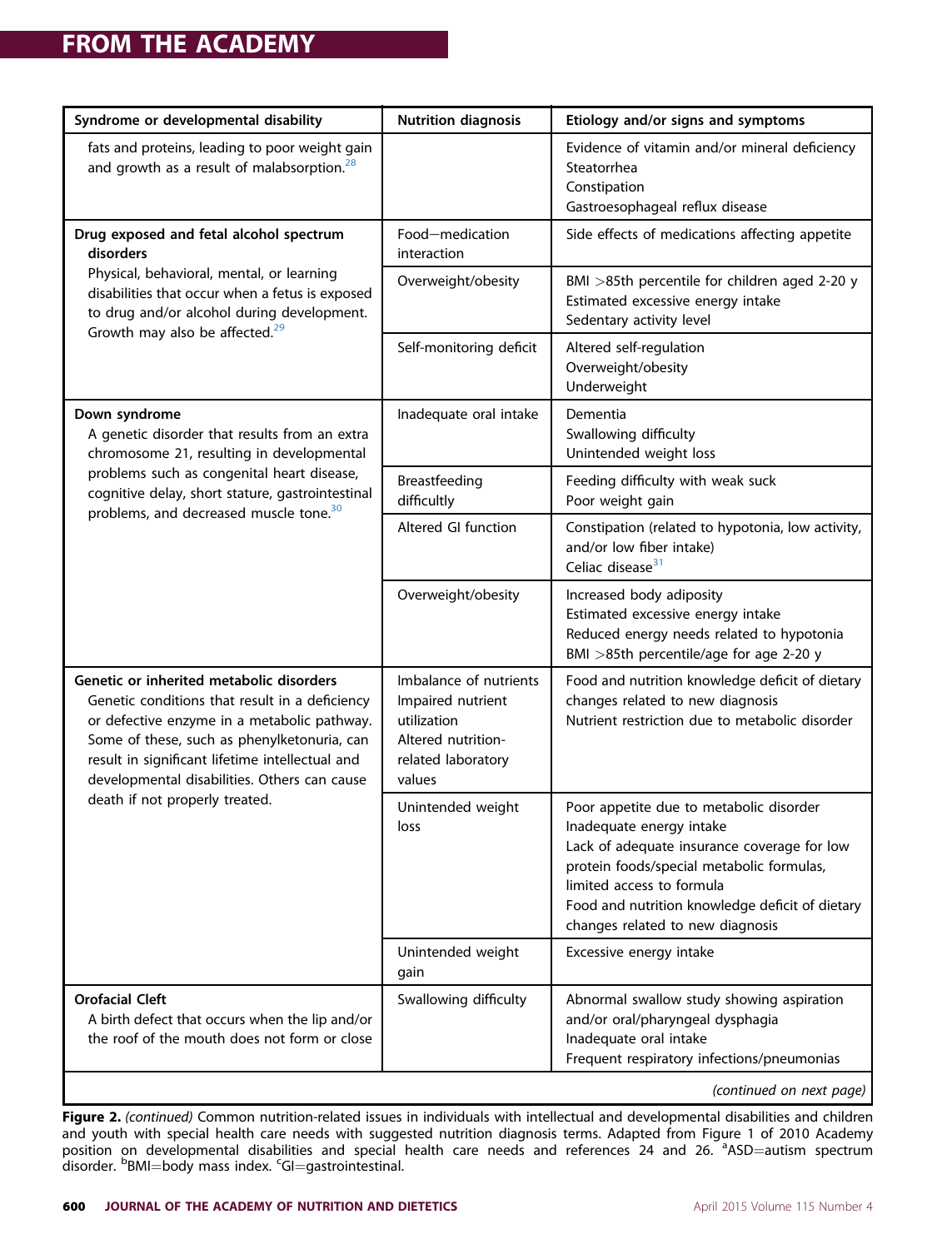| Syndrome or developmental disability | Nutrition diagnosis | Etiology and/or signs and symptoms |
|---|---|---|
| fats and proteins, leading to poor weight gain and growth as a result of malabsorption.[28] | | Evidence of vitamin and/or mineral deficiency<br>Steatorrhea<br>Constipation<br>Gastroesophageal reflux disease |
| **Drug exposed and fetal alcohol spectrum disorders**<br>Physical, behavioral, mental, or learning disabilities that occur when a fetus is exposed to drug and/or alcohol during development. Growth may also be affected.[29] | Food−medication interaction | Side effects of medications affecting appetite |
| | Overweight/obesity | BMI >85th percentile for children aged 2-20 y<br>Estimated excessive energy intake<br>Sedentary activity level |
| | Self-monitoring deficit | Altered self-regulation<br>Overweight/obesity<br>Underweight |
| **Down syndrome**<br>A genetic disorder that results from an extra chromosome 21, resulting in developmental problems such as congenital heart disease, cognitive delay, short stature, gastrointestinal problems, and decreased muscle tone.[30] | Inadequate oral intake | Dementia<br>Swallowing difficulty<br>Unintended weight loss |
| | Breastfeeding difficultly | Feeding difficulty with weak suck<br>Poor weight gain |
| | Altered GI function | Constipation (related to hypotonia, low activity, and/or low fiber intake)<br>Celiac disease[31] |
| | Overweight/obesity | Increased body adiposity<br>Estimated excessive energy intake<br>Reduced energy needs related to hypotonia<br>BMI >85th percentile/age for age 2-20 y |
| **Genetic or inherited metabolic disorders**<br>Genetic conditions that result in a deficiency or defective enzyme in a metabolic pathway. Some of these, such as phenylketonuria, can result in significant lifetime intellectual and developmental disabilities. Others can cause death if not properly treated. | Imbalance of nutrients<br>Impaired nutrient utilization<br>Altered nutrition-related laboratory values | Food and nutrition knowledge deficit of dietary changes related to new diagnosis<br>Nutrient restriction due to metabolic disorder |
| | Unintended weight loss | Poor appetite due to metabolic disorder<br>Inadequate energy intake<br>Lack of adequate insurance coverage for low protein foods/special metabolic formulas, limited access to formula<br>Food and nutrition knowledge deficit of dietary changes related to new diagnosis |
| | Unintended weight gain | Excessive energy intake |
| **Orofacial Cleft**<br>A birth defect that occurs when the lip and/or the roof of the mouth does not form or close | Swallowing difficulty | Abnormal swallow study showing aspiration and/or oral/pharyngeal dysphagia<br>Inadequate oral intake<br>Frequent respiratory infections/pneumonias |

*(continued on next page)*

**Figure 2.** *(continued)* Common nutrition-related issues in individuals with intellectual and developmental disabilities and children and youth with special health care needs with suggested nutrition diagnosis terms. Adapted from Figure 1 of 2010 Academy position on developmental disabilities and special health care needs and references 24 and 26. [a]ASD=autism spectrum disorder. [b]BMI=body mass index. [c]GI=gastrointestinal.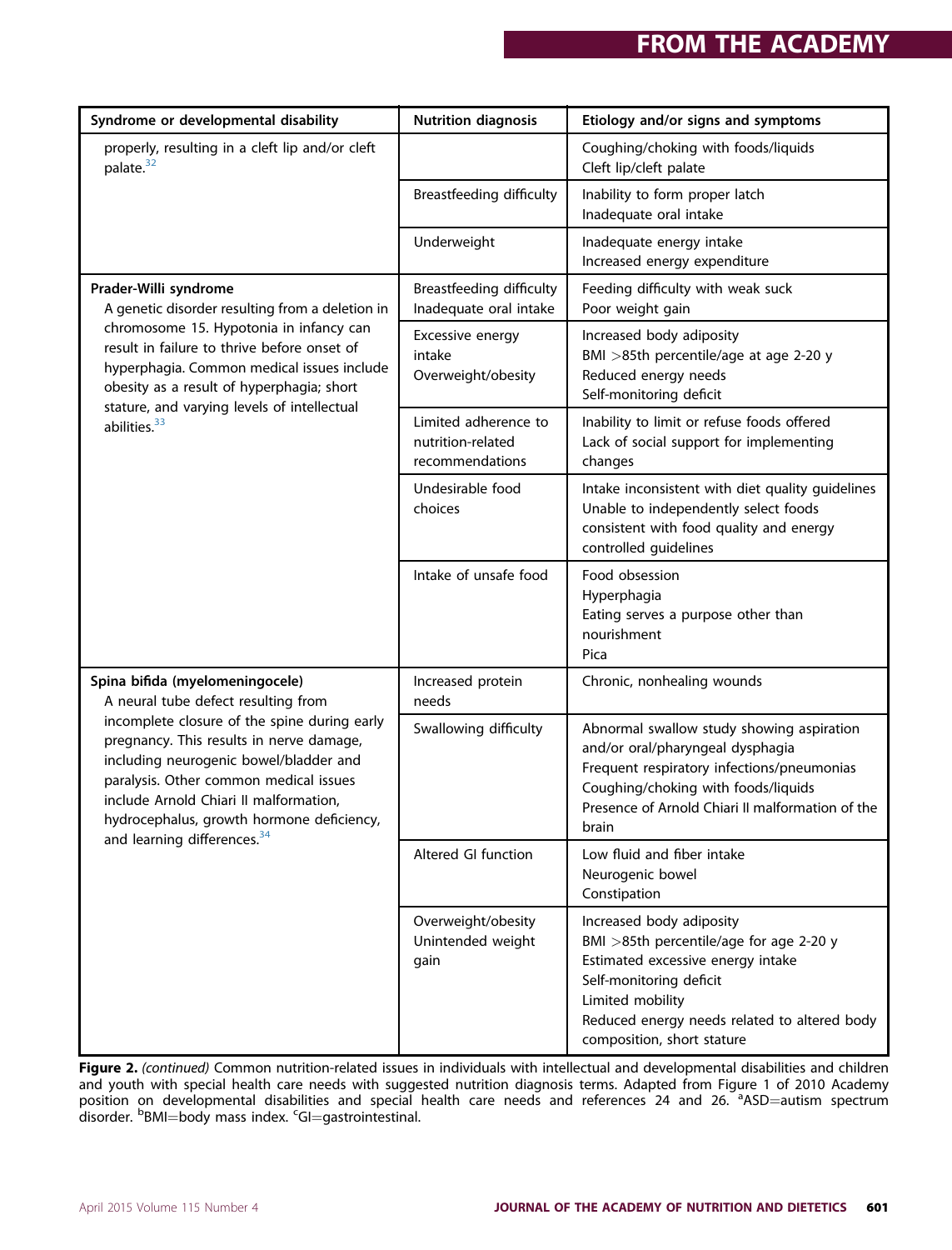| Syndrome or developmental disability | Nutrition diagnosis | Etiology and/or signs and symptoms |
|---|---|---|
| properly, resulting in a cleft lip and/or cleft palate.[32] | | Coughing/choking with foods/liquids<br>Cleft lip/cleft palate |
| | Breastfeeding difficulty | Inability to form proper latch<br>Inadequate oral intake |
| | Underweight | Inadequate energy intake<br>Increased energy expenditure |
| **Prader-Willi syndrome**<br>A genetic disorder resulting from a deletion in chromosome 15. Hypotonia in infancy can result in failure to thrive before onset of hyperphagia. Common medical issues include obesity as a result of hyperphagia; short stature, and varying levels of intellectual abilities.[33] | Breastfeeding difficulty<br>Inadequate oral intake | Feeding difficulty with weak suck<br>Poor weight gain |
| | Excessive energy intake<br>Overweight/obesity | Increased body adiposity<br>BMI >85th percentile/age at age 2-20 y<br>Reduced energy needs<br>Self-monitoring deficit |
| | Limited adherence to nutrition-related recommendations | Inability to limit or refuse foods offered<br>Lack of social support for implementing changes |
| | Undesirable food choices | Intake inconsistent with diet quality guidelines<br>Unable to independently select foods consistent with food quality and energy controlled guidelines |
| | Intake of unsafe food | Food obsession<br>Hyperphagia<br>Eating serves a purpose other than nourishment<br>Pica |
| **Spina bifida (myelomeningocele)**<br>A neural tube defect resulting from incomplete closure of the spine during early pregnancy. This results in nerve damage, including neurogenic bowel/bladder and paralysis. Other common medical issues include Arnold Chiari II malformation, hydrocephalus, growth hormone deficiency, and learning differences.[34] | Increased protein needs | Chronic, nonhealing wounds |
| | Swallowing difficulty | Abnormal swallow study showing aspiration and/or oral/pharyngeal dysphagia<br>Frequent respiratory infections/pneumonias<br>Coughing/choking with foods/liquids<br>Presence of Arnold Chiari II malformation of the brain |
| | Altered GI function | Low fluid and fiber intake<br>Neurogenic bowel<br>Constipation |
| | Overweight/obesity<br>Unintended weight gain | Increased body adiposity<br>BMI >85th percentile/age for age 2-20 y<br>Estimated excessive energy intake<br>Self-monitoring deficit<br>Limited mobility<br>Reduced energy needs related to altered body composition, short stature |

**Figure 2.** *(continued)* Common nutrition-related issues in individuals with intellectual and developmental disabilities and children and youth with special health care needs with suggested nutrition diagnosis terms. Adapted from Figure 1 of 2010 Academy position on developmental disabilities and special health care needs and references 24 and 26. [a]ASD=autism spectrum disorder. [b]BMI=body mass index. [c]GI=gastrointestinal.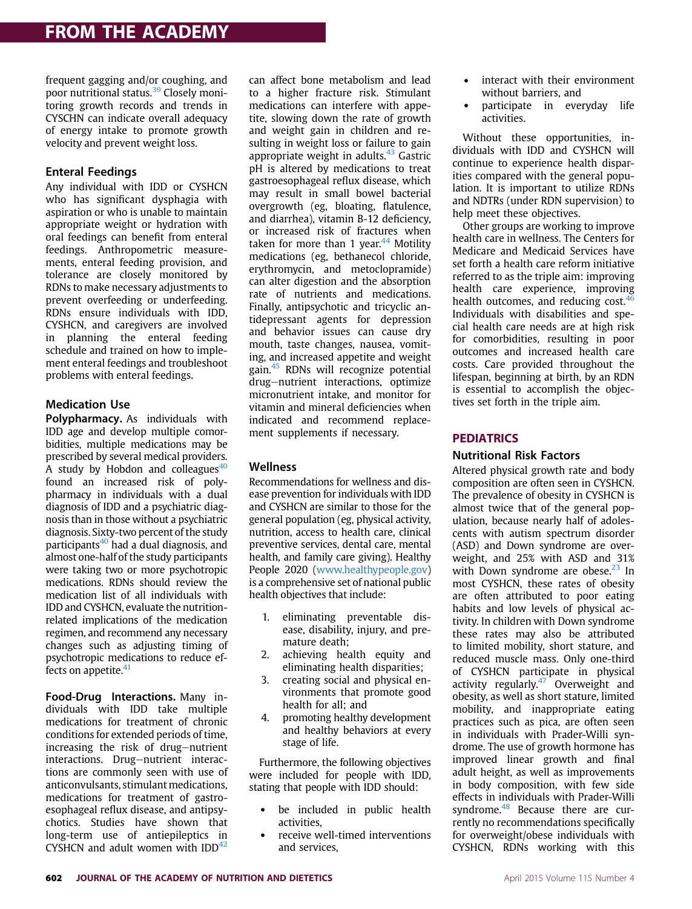frequent gagging and/or coughing, and poor nutritional status.[39] Closely monitoring growth records and trends in CYSCHN can indicate overall adequacy of energy intake to promote growth velocity and prevent weight loss.

### Enteral Feedings

Any individual with IDD or CYSHCN who has significant dysphagia with aspiration or who is unable to maintain appropriate weight or hydration with oral feedings can benefit from enteral feedings. Anthropometric measurements, enteral feeding provision, and tolerance are closely monitored by RDNs to make necessary adjustments to prevent overfeeding or underfeeding. RDNs ensure individuals with IDD, CYSHCN, and caregivers are involved in planning the enteral feeding schedule and trained on how to implement enteral feedings and troubleshoot problems with enteral feedings.

### Medication Use

**Polypharmacy.** As individuals with IDD age and develop multiple comorbidities, multiple medications may be prescribed by several medical providers. A study by Hobdon and colleagues[40] found an increased risk of polypharmacy in individuals with a dual diagnosis of IDD and a psychiatric diagnosis than in those without a psychiatric diagnosis. Sixty-two percent of the study participants[40] had a dual diagnosis, and almost one-half of the study participants were taking two or more psychotropic medications. RDNs should review the medication list of all individuals with IDD and CYSHCN, evaluate the nutrition-related implications of the medication regimen, and recommend any necessary changes such as adjusting timing of psychotropic medications to reduce effects on appetite.[41]

**Food-Drug Interactions.** Many individuals with IDD take multiple medications for treatment of chronic conditions for extended periods of time, increasing the risk of drug–nutrient interactions. Drug–nutrient interactions are commonly seen with use of anticonvulsants, stimulant medications, medications for treatment of gastroesophageal reflux disease, and antipsychotics. Studies have shown that long-term use of antiepileptics in CYSHCN and adult women with IDD[42] can affect bone metabolism and lead to a higher fracture risk. Stimulant medications can interfere with appetite, slowing down the rate of growth and weight gain in children and resulting in weight loss or failure to gain appropriate weight in adults.[43] Gastric pH is altered by medications to treat gastroesophageal reflux disease, which may result in small bowel bacterial overgrowth (eg, bloating, flatulence, and diarrhea), vitamin B-12 deficiency, or increased risk of fractures when taken for more than 1 year.[44] Motility medications (eg, bethanecol chloride, erythromycin, and metoclopramide) can alter digestion and the absorption rate of nutrients and medications. Finally, antipsychotic and tricyclic antidepressant agents for depression and behavior issues can cause dry mouth, taste changes, nausea, vomiting, and increased appetite and weight gain.[45] RDNs will recognize potential drug–nutrient interactions, optimize micronutrient intake, and monitor for vitamin and mineral deficiencies when indicated and recommend replacement supplements if necessary.

### Wellness

Recommendations for wellness and disease prevention for individuals with IDD and CYSHCN are similar to those for the general population (eg, physical activity, nutrition, access to health care, clinical preventive services, dental care, mental health, and family care giving). Healthy People 2020 (www.healthypeople.gov) is a comprehensive set of national public health objectives that include:

1. eliminating preventable disease, disability, injury, and premature death;
2. achieving health equity and eliminating health disparities;
3. creating social and physical environments that promote good health for all; and
4. promoting healthy development and healthy behaviors at every stage of life.

Furthermore, the following objectives were included for people with IDD, stating that people with IDD should:

- be included in public health activities,
- receive well-timed interventions and services,
- interact with their environment without barriers, and
- participate in everyday life activities.

Without these opportunities, individuals with IDD and CYSHCN will continue to experience health disparities compared with the general population. It is important to utilize RDNs and NDTRs (under RDN supervision) to help meet these objectives.

Other groups are working to improve health care in wellness. The Centers for Medicare and Medicaid Services have set forth a health care reform initiative referred to as the triple aim: improving health care experience, improving health outcomes, and reducing cost.[46] Individuals with disabilities and special health care needs are at high risk for comorbidities, resulting in poor outcomes and increased health care costs. Care provided throughout the lifespan, beginning at birth, by an RDN is essential to accomplish the objectives set forth in the triple aim.

## PEDIATRICS

### Nutritional Risk Factors

Altered physical growth rate and body composition are often seen in CYSHCN. The prevalence of obesity in CYSHCN is almost twice that of the general population, because nearly half of adolescents with autism spectrum disorder (ASD) and Down syndrome are overweight, and 25% with ASD and 31% with Down syndrome are obese.[23] In most CYSHCN, these rates of obesity are often attributed to poor eating habits and low levels of physical activity. In children with Down syndrome these rates may also be attributed to limited mobility, short stature, and reduced muscle mass. Only one-third of CYSHCN participate in physical activity regularly.[47] Overweight and obesity, as well as short stature, limited mobility, and inappropriate eating practices such as pica, are often seen in individuals with Prader-Willi syndrome. The use of growth hormone has improved linear growth and final adult height, as well as improvements in body composition, with few side effects in individuals with Prader-Willi syndrome.[48] Because there are currently no recommendations specifically for overweight/obese individuals with CYSHCN, RDNs working with this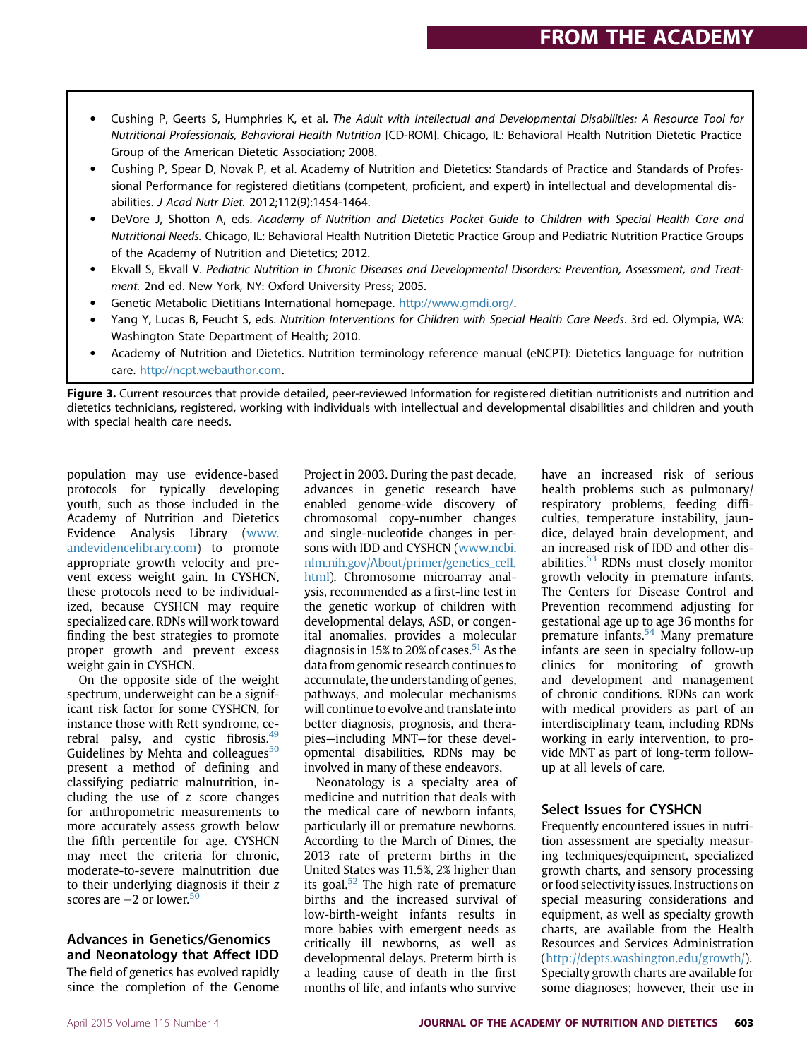- Cushing P, Geerts S, Humphries K, et al. *The Adult with Intellectual and Developmental Disabilities: A Resource Tool for Nutritional Professionals, Behavioral Health Nutrition* [CD-ROM]. Chicago, IL: Behavioral Health Nutrition Dietetic Practice Group of the American Dietetic Association; 2008.
- Cushing P, Spear D, Novak P, et al. Academy of Nutrition and Dietetics: Standards of Practice and Standards of Professional Performance for registered dietitians (competent, proficient, and expert) in intellectual and developmental disabilities. *J Acad Nutr Diet.* 2012;112(9):1454-1464.
- DeVore J, Shotton A, eds. *Academy of Nutrition and Dietetics Pocket Guide to Children with Special Health Care and Nutritional Needs.* Chicago, IL: Behavioral Health Nutrition Dietetic Practice Group and Pediatric Nutrition Practice Groups of the Academy of Nutrition and Dietetics; 2012.
- Ekvall S, Ekvall V. *Pediatric Nutrition in Chronic Diseases and Developmental Disorders: Prevention, Assessment, and Treatment.* 2nd ed. New York, NY: Oxford University Press; 2005.
- Genetic Metabolic Dietitians International homepage. http://www.gmdi.org/.
- Yang Y, Lucas B, Feucht S, eds. *Nutrition Interventions for Children with Special Health Care Needs*. 3rd ed. Olympia, WA: Washington State Department of Health; 2010.
- Academy of Nutrition and Dietetics. Nutrition terminology reference manual (eNCPT): Dietetics language for nutrition care. http://ncpt.webauthor.com.

**Figure 3.** Current resources that provide detailed, peer-reviewed Information for registered dietitian nutritionists and nutrition and dietetics technicians, registered, working with individuals with intellectual and developmental disabilities and children and youth with special health care needs.

population may use evidence-based protocols for typically developing youth, such as those included in the Academy of Nutrition and Dietetics Evidence Analysis Library (www.andevidencelibrary.com) to promote appropriate growth velocity and prevent excess weight gain. In CYSHCN, these protocols need to be individualized, because CYSHCN may require specialized care. RDNs will work toward finding the best strategies to promote proper growth and prevent excess weight gain in CYSHCN.

On the opposite side of the weight spectrum, underweight can be a significant risk factor for some CYSHCN, for instance those with Rett syndrome, cerebral palsy, and cystic fibrosis.[49] Guidelines by Mehta and colleagues[50] present a method of defining and classifying pediatric malnutrition, including the use of *z* score changes for anthropometric measurements to more accurately assess growth below the fifth percentile for age. CYSHCN may meet the criteria for chronic, moderate-to-severe malnutrition due to their underlying diagnosis if their *z* scores are −2 or lower.[50]

## Advances in Genetics/Genomics and Neonatology that Affect IDD

The field of genetics has evolved rapidly since the completion of the Genome Project in 2003. During the past decade, advances in genetic research have enabled genome-wide discovery of chromosomal copy-number changes and single-nucleotide changes in persons with IDD and CYSHCN (www.ncbi.nlm.nih.gov/About/primer/genetics_cell.html). Chromosome microarray analysis, recommended as a first-line test in the genetic workup of children with developmental delays, ASD, or congenital anomalies, provides a molecular diagnosis in 15% to 20% of cases.[51] As the data from genomic research continues to accumulate, the understanding of genes, pathways, and molecular mechanisms will continue to evolve and translate into better diagnosis, prognosis, and therapies—including MNT—for these developmental disabilities. RDNs may be involved in many of these endeavors.

Neonatology is a specialty area of medicine and nutrition that deals with the medical care of newborn infants, particularly ill or premature newborns. According to the March of Dimes, the 2013 rate of preterm births in the United States was 11.5%, 2% higher than its goal.[52] The high rate of premature births and the increased survival of low-birth-weight infants results in more babies with emergent needs as critically ill newborns, as well as developmental delays. Preterm birth is a leading cause of death in the first months of life, and infants who survive have an increased risk of serious health problems such as pulmonary/respiratory problems, feeding difficulties, temperature instability, jaundice, delayed brain development, and an increased risk of IDD and other disabilities.[53] RDNs must closely monitor growth velocity in premature infants. The Centers for Disease Control and Prevention recommend adjusting for gestational age up to age 36 months for premature infants.[54] Many premature infants are seen in specialty follow-up clinics for monitoring of growth and development and management of chronic conditions. RDNs can work with medical providers as part of an interdisciplinary team, including RDNs working in early intervention, to provide MNT as part of long-term follow-up at all levels of care.

## Select Issues for CYSHCN

Frequently encountered issues in nutrition assessment are specialty measuring techniques/equipment, specialized growth charts, and sensory processing or food selectivity issues. Instructions on special measuring considerations and equipment, as well as specialty growth charts, are available from the Health Resources and Services Administration (http://depts.washington.edu/growth/). Specialty growth charts are available for some diagnoses; however, their use in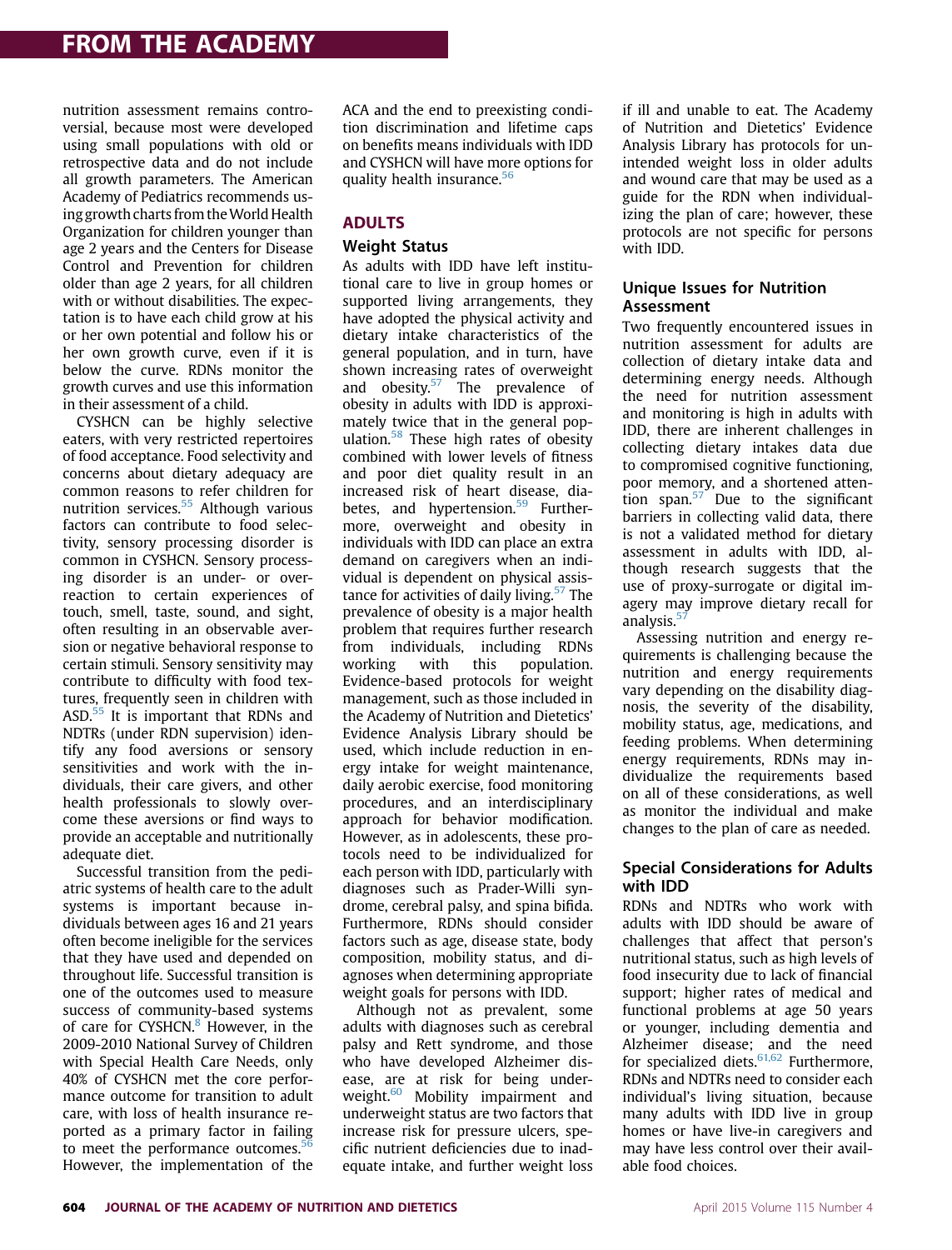nutrition assessment remains controversial, because most were developed using small populations with old or retrospective data and do not include all growth parameters. The American Academy of Pediatrics recommends using growth charts from the World Health Organization for children younger than age 2 years and the Centers for Disease Control and Prevention for children older than age 2 years, for all children with or without disabilities. The expectation is to have each child grow at his or her own potential and follow his or her own growth curve, even if it is below the curve. RDNs monitor the growth curves and use this information in their assessment of a child.

CYSHCN can be highly selective eaters, with very restricted repertoires of food acceptance. Food selectivity and concerns about dietary adequacy are common reasons to refer children for nutrition services.[55] Although various factors can contribute to food selectivity, sensory processing disorder is common in CYSHCN. Sensory processing disorder is an under- or overreaction to certain experiences of touch, smell, taste, sound, and sight, often resulting in an observable aversion or negative behavioral response to certain stimuli. Sensory sensitivity may contribute to difficulty with food textures, frequently seen in children with ASD.[55] It is important that RDNs and NDTRs (under RDN supervision) identify any food aversions or sensory sensitivities and work with the individuals, their care givers, and other health professionals to slowly overcome these aversions or find ways to provide an acceptable and nutritionally adequate diet.

Successful transition from the pediatric systems of health care to the adult systems is important because individuals between ages 16 and 21 years often become ineligible for the services that they have used and depended on throughout life. Successful transition is one of the outcomes used to measure success of community-based systems of care for CYSHCN.[8] However, in the 2009-2010 National Survey of Children with Special Health Care Needs, only 40% of CYSHCN met the core performance outcome for transition to adult care, with loss of health insurance reported as a primary factor in failing to meet the performance outcomes.[56] However, the implementation of the ACA and the end to preexisting condition discrimination and lifetime caps on benefits means individuals with IDD and CYSHCN will have more options for quality health insurance.[56]

## ADULTS

### Weight Status

As adults with IDD have left institutional care to live in group homes or supported living arrangements, they have adopted the physical activity and dietary intake characteristics of the general population, and in turn, have shown increasing rates of overweight and obesity.[57] The prevalence of obesity in adults with IDD is approximately twice that in the general population.[58] These high rates of obesity combined with lower levels of fitness and poor diet quality result in an increased risk of heart disease, diabetes, and hypertension.[59] Furthermore, overweight and obesity in individuals with IDD can place an extra demand on caregivers when an individual is dependent on physical assistance for activities of daily living.[57] The prevalence of obesity is a major health problem that requires further research from individuals, including RDNs working with this population. Evidence-based protocols for weight management, such as those included in the Academy of Nutrition and Dietetics' Evidence Analysis Library should be used, which include reduction in energy intake for weight maintenance, daily aerobic exercise, food monitoring procedures, and an interdisciplinary approach for behavior modification. However, as in adolescents, these protocols need to be individualized for each person with IDD, particularly with diagnoses such as Prader-Willi syndrome, cerebral palsy, and spina bifida. Furthermore, RDNs should consider factors such as age, disease state, body composition, mobility status, and diagnoses when determining appropriate weight goals for persons with IDD.

Although not as prevalent, some adults with diagnoses such as cerebral palsy and Rett syndrome, and those who have developed Alzheimer disease, are at risk for being underweight.[60] Mobility impairment and underweight status are two factors that increase risk for pressure ulcers, specific nutrient deficiencies due to inadequate intake, and further weight loss if ill and unable to eat. The Academy of Nutrition and Dietetics' Evidence Analysis Library has protocols for unintended weight loss in older adults and wound care that may be used as a guide for the RDN when individualizing the plan of care; however, these protocols are not specific for persons with IDD.

### Unique Issues for Nutrition Assessment

Two frequently encountered issues in nutrition assessment for adults are collection of dietary intake data and determining energy needs. Although the need for nutrition assessment and monitoring is high in adults with IDD, there are inherent challenges in collecting dietary intakes data due to compromised cognitive functioning, poor memory, and a shortened attention span.[57] Due to the significant barriers in collecting valid data, there is not a validated method for dietary assessment in adults with IDD, although research suggests that the use of proxy-surrogate or digital imagery may improve dietary recall for analysis.[57]

Assessing nutrition and energy requirements is challenging because the nutrition and energy requirements vary depending on the disability diagnosis, the severity of the disability, mobility status, age, medications, and feeding problems. When determining energy requirements, RDNs may individualize the requirements based on all of these considerations, as well as monitor the individual and make changes to the plan of care as needed.

### Special Considerations for Adults with IDD

RDNs and NDTRs who work with adults with IDD should be aware of challenges that affect that person's nutritional status, such as high levels of food insecurity due to lack of financial support; higher rates of medical and functional problems at age 50 years or younger, including dementia and Alzheimer disease; and the need for specialized diets.[61,62] Furthermore, RDNs and NDTRs need to consider each individual's living situation, because many adults with IDD live in group homes or have live-in caregivers and may have less control over their available food choices.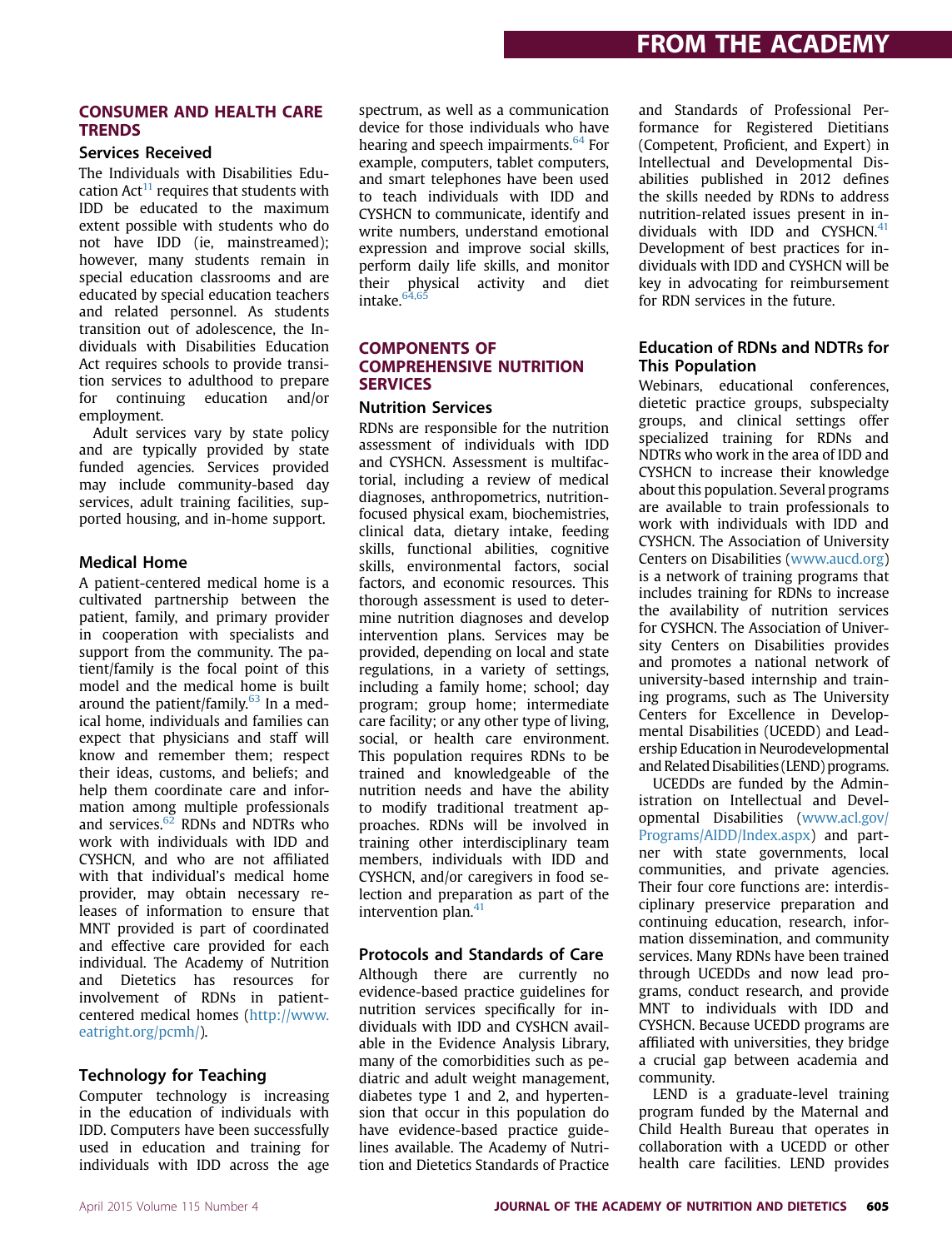## CONSUMER AND HEALTH CARE TRENDS

### Services Received

The Individuals with Disabilities Education Act[11] requires that students with IDD be educated to the maximum extent possible with students who do not have IDD (ie, mainstreamed); however, many students remain in special education classrooms and are educated by special education teachers and related personnel. As students transition out of adolescence, the Individuals with Disabilities Education Act requires schools to provide transition services to adulthood to prepare for continuing education and/or employment.

Adult services vary by state policy and are typically provided by state funded agencies. Services provided may include community-based day services, adult training facilities, supported housing, and in-home support.

### Medical Home

A patient-centered medical home is a cultivated partnership between the patient, family, and primary provider in cooperation with specialists and support from the community. The patient/family is the focal point of this model and the medical home is built around the patient/family.[63] In a medical home, individuals and families can expect that physicians and staff will know and remember them; respect their ideas, customs, and beliefs; and help them coordinate care and information among multiple professionals and services.[62] RDNs and NDTRs who work with individuals with IDD and CYSHCN, and who are not affiliated with that individual's medical home provider, may obtain necessary releases of information to ensure that MNT provided is part of coordinated and effective care provided for each individual. The Academy of Nutrition and Dietetics has resources for involvement of RDNs in patient-centered medical homes (http://www.eatright.org/pcmh/).

### Technology for Teaching

Computer technology is increasing in the education of individuals with IDD. Computers have been successfully used in education and training for individuals with IDD across the age spectrum, as well as a communication device for those individuals who have hearing and speech impairments.[64] For example, computers, tablet computers, and smart telephones have been used to teach individuals with IDD and CYSHCN to communicate, identify and write numbers, understand emotional expression and improve social skills, perform daily life skills, and monitor their physical activity and diet intake.[64,65]

## COMPONENTS OF COMPREHENSIVE NUTRITION SERVICES

### Nutrition Services

RDNs are responsible for the nutrition assessment of individuals with IDD and CYSHCN. Assessment is multifactorial, including a review of medical diagnoses, anthropometrics, nutrition-focused physical exam, biochemistries, clinical data, dietary intake, feeding skills, functional abilities, cognitive skills, environmental factors, social factors, and economic resources. This thorough assessment is used to determine nutrition diagnoses and develop intervention plans. Services may be provided, depending on local and state regulations, in a variety of settings, including a family home; school; day program; group home; intermediate care facility; or any other type of living, social, or health care environment. This population requires RDNs to be trained and knowledgeable of the nutrition needs and have the ability to modify traditional treatment approaches. RDNs will be involved in training other interdisciplinary team members, individuals with IDD and CYSHCN, and/or caregivers in food selection and preparation as part of the intervention plan.[41]

### Protocols and Standards of Care

Although there are currently no evidence-based practice guidelines for nutrition services specifically for individuals with IDD and CYSHCN available in the Evidence Analysis Library, many of the comorbidities such as pediatric and adult weight management, diabetes type 1 and 2, and hypertension that occur in this population do have evidence-based practice guidelines available. The Academy of Nutrition and Dietetics Standards of Practice and Standards of Professional Performance for Registered Dietitians (Competent, Proficient, and Expert) in Intellectual and Developmental Disabilities published in 2012 defines the skills needed by RDNs to address nutrition-related issues present in individuals with IDD and CYSHCN.[41] Development of best practices for individuals with IDD and CYSHCN will be key in advocating for reimbursement for RDN services in the future.

### Education of RDNs and NDTRs for This Population

Webinars, educational conferences, dietetic practice groups, subspecialty groups, and clinical settings offer specialized training for RDNs and NDTRs who work in the area of IDD and CYSHCN to increase their knowledge about this population. Several programs are available to train professionals to work with individuals with IDD and CYSHCN. The Association of University Centers on Disabilities (www.aucd.org) is a network of training programs that includes training for RDNs to increase the availability of nutrition services for CYSHCN. The Association of University Centers on Disabilities provides and promotes a national network of university-based internship and training programs, such as The University Centers for Excellence in Developmental Disabilities (UCEDD) and Leadership Education in Neurodevelopmental and Related Disabilities (LEND) programs.

UCEDDs are funded by the Administration on Intellectual and Developmental Disabilities (www.acl.gov/Programs/AIDD/Index.aspx) and partner with state governments, local communities, and private agencies. Their four core functions are: interdisciplinary preservice preparation and continuing education, research, information dissemination, and community services. Many RDNs have been trained through UCEDDs and now lead programs, conduct research, and provide MNT to individuals with IDD and CYSHCN. Because UCEDD programs are affiliated with universities, they bridge a crucial gap between academia and community.

LEND is a graduate-level training program funded by the Maternal and Child Health Bureau that operates in collaboration with a UCEDD or other health care facilities. LEND provides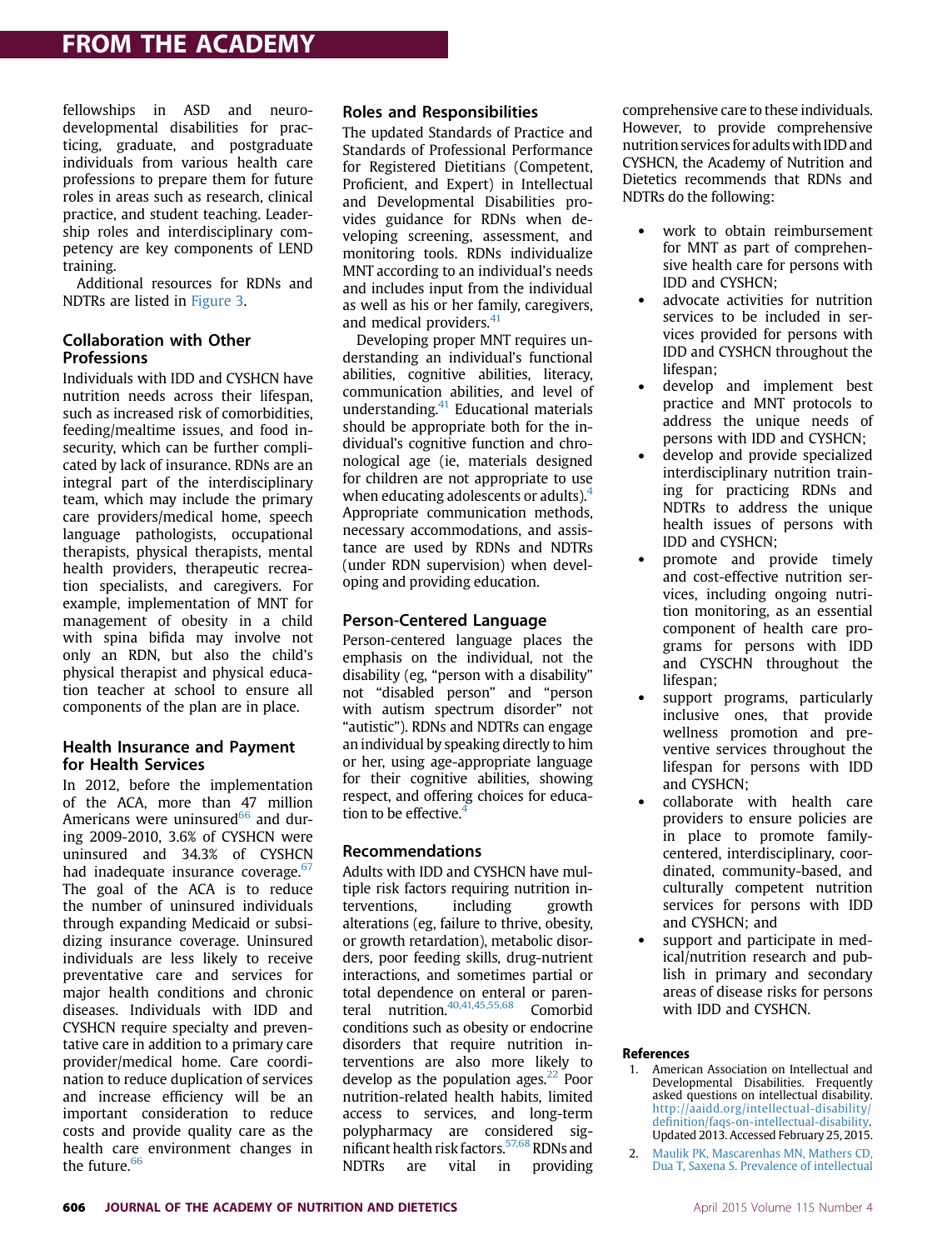fellowships in ASD and neurodevelopmental disabilities for practicing, graduate, and postgraduate individuals from various health care professions to prepare them for future roles in areas such as research, clinical practice, and student teaching. Leadership roles and interdisciplinary competency are key components of LEND training.

Additional resources for RDNs and NDTRs are listed in Figure 3.

## Collaboration with Other Professions

Individuals with IDD and CYSHCN have nutrition needs across their lifespan, such as increased risk of comorbidities, feeding/mealtime issues, and food insecurity, which can be further complicated by lack of insurance. RDNs are an integral part of the interdisciplinary team, which may include the primary care providers/medical home, speech language pathologists, occupational therapists, physical therapists, mental health providers, therapeutic recreation specialists, and caregivers. For example, implementation of MNT for management of obesity in a child with spina bifida may involve not only an RDN, but also the child's physical therapist and physical education teacher at school to ensure all components of the plan are in place.

## Health Insurance and Payment for Health Services

In 2012, before the implementation of the ACA, more than 47 million Americans were uninsured[66] and during 2009-2010, 3.6% of CYSHCN were uninsured and 34.3% of CYSHCN had inadequate insurance coverage.[67] The goal of the ACA is to reduce the number of uninsured individuals through expanding Medicaid or subsidizing insurance coverage. Uninsured individuals are less likely to receive preventative care and services for major health conditions and chronic diseases. Individuals with IDD and CYSHCN require specialty and preventative care in addition to a primary care provider/medical home. Care coordination to reduce duplication of services and increase efficiency will be an important consideration to reduce costs and provide quality care as the health care environment changes in the future.[66]

## Roles and Responsibilities

The updated Standards of Practice and Standards of Professional Performance for Registered Dietitians (Competent, Proficient, and Expert) in Intellectual and Developmental Disabilities provides guidance for RDNs when developing screening, assessment, and monitoring tools. RDNs individualize MNT according to an individual's needs and includes input from the individual as well as his or her family, caregivers, and medical providers.[41]

Developing proper MNT requires understanding an individual's functional abilities, cognitive abilities, literacy, communication abilities, and level of understanding.[41] Educational materials should be appropriate both for the individual's cognitive function and chronological age (ie, materials designed for children are not appropriate to use when educating adolescents or adults).[4] Appropriate communication methods, necessary accommodations, and assistance are used by RDNs and NDTRs (under RDN supervision) when developing and providing education.

## Person-Centered Language

Person-centered language places the emphasis on the individual, not the disability (eg, "person with a disability" not "disabled person" and "person with autism spectrum disorder" not "autistic"). RDNs and NDTRs can engage an individual by speaking directly to him or her, using age-appropriate language for their cognitive abilities, showing respect, and offering choices for education to be effective.[4]

## Recommendations

Adults with IDD and CYSHCN have multiple risk factors requiring nutrition interventions, including growth alterations (eg, failure to thrive, obesity, or growth retardation), metabolic disorders, poor feeding skills, drug-nutrient interactions, and sometimes partial or total dependence on enteral or parenteral nutrition.[40,41,45,55,68] Comorbid conditions such as obesity or endocrine disorders that require nutrition interventions are also more likely to develop as the population ages.[22] Poor nutrition-related health habits, limited access to services, and long-term polypharmacy are considered significant health risk factors.[57,68] RDNs and NDTRs are vital in providing comprehensive care to these individuals. However, to provide comprehensive nutrition services for adults with IDD and CYSHCN, the Academy of Nutrition and Dietetics recommends that RDNs and NDTRs do the following:

- work to obtain reimbursement for MNT as part of comprehensive health care for persons with IDD and CYSHCN;
- advocate activities for nutrition services to be included in services provided for persons with IDD and CYSHCN throughout the lifespan;
- develop and implement best practice and MNT protocols to address the unique needs of persons with IDD and CYSHCN;
- develop and provide specialized interdisciplinary nutrition training for practicing RDNs and NDTRs to address the unique health issues of persons with IDD and CYSHCN;
- promote and provide timely and cost-effective nutrition services, including ongoing nutrition monitoring, as an essential component of health care programs for persons with IDD and CYSCHN throughout the lifespan;
- support programs, particularly inclusive ones, that provide wellness promotion and preventive services throughout the lifespan for persons with IDD and CYSHCN;
- collaborate with health care providers to ensure policies are in place to promote family-centered, interdisciplinary, coordinated, community-based, and culturally competent nutrition services for persons with IDD and CYSHCN; and
- support and participate in medical/nutrition research and publish in primary and secondary areas of disease risks for persons with IDD and CYSHCN.

## References

1. American Association on Intellectual and Developmental Disabilities. Frequently asked questions on intellectual disability. http://aaidd.org/intellectual-disability/definition/faqs-on-intellectual-disability. Updated 2013. Accessed February 25, 2015.
2. Maulik PK, Mascarenhas MN, Mathers CD, Dua T, Saxena S. Prevalence of intellectual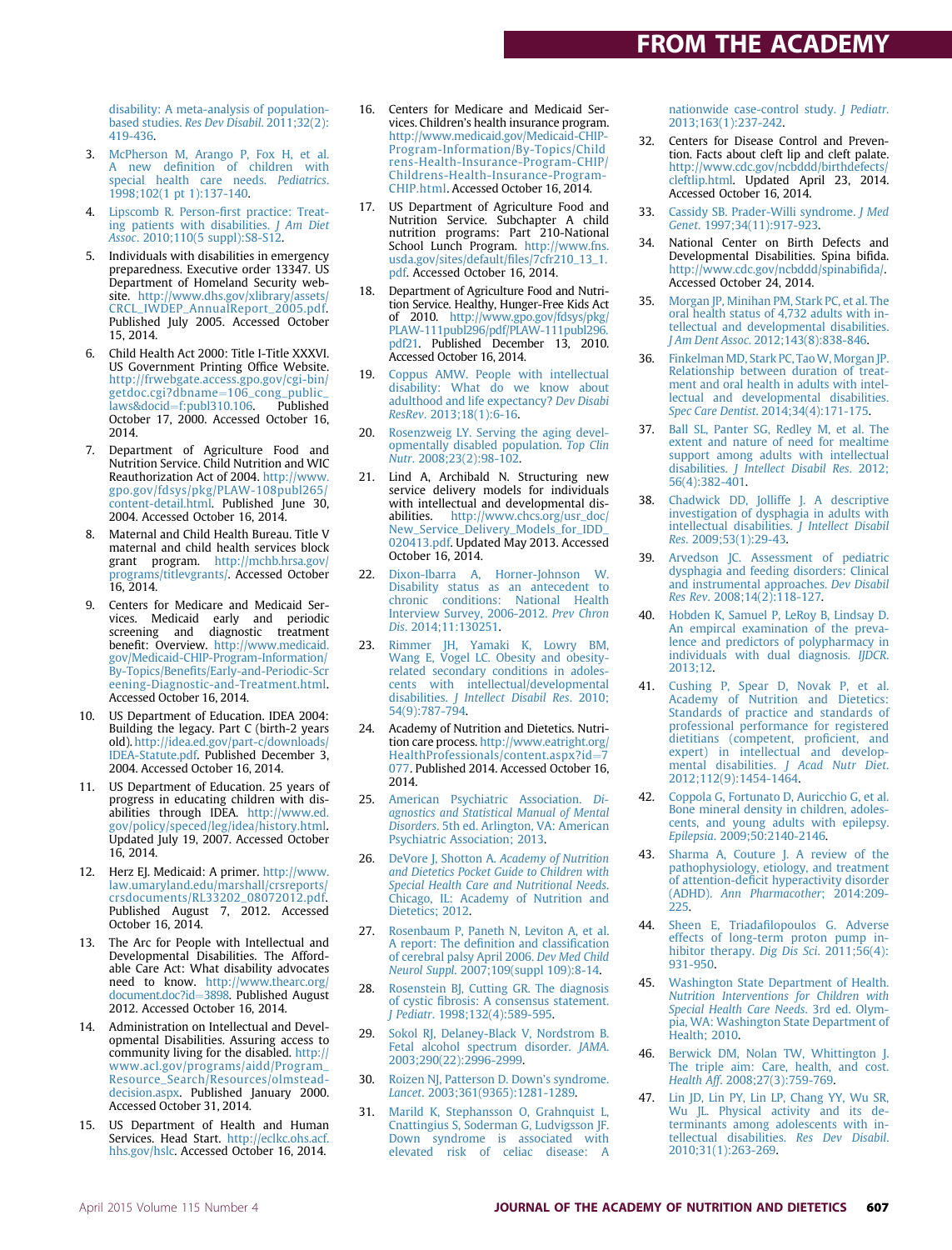disability: A meta-analysis of population-based studies. *Res Dev Disabil*. 2011;32(2):419-436.

3. McPherson M, Arango P, Fox H, et al. A new definition of children with special health care needs. *Pediatrics*. 1998;102(1 pt 1):137-140.
4. Lipscomb R. Person-first practice: Treating patients with disabilities. *J Am Diet Assoc*. 2010;110(5 suppl):S8-S12.
5. Individuals with disabilities in emergency preparedness. Executive order 13347. US Department of Homeland Security website. http://www.dhs.gov/xlibrary/assets/CRCL_IWDEP_AnnualReport_2005.pdf. Published July 2005. Accessed October 15, 2014.
6. Child Health Act 2000: Title I-Title XXXVI. US Government Printing Office Website. http://frwebgate.access.gpo.gov/cgi-bin/getdoc.cgi?dbname=106_cong_public_laws&docid=f:publ310.106. Published October 17, 2000. Accessed October 16, 2014.
7. Department of Agriculture Food and Nutrition Service. Child Nutrition and WIC Reauthorization Act of 2004. http://www.gpo.gov/fdsys/pkg/PLAW-108publ265/content-detail.html. Published June 30, 2004. Accessed October 16, 2014.
8. Maternal and Child Health Bureau. Title V maternal and child health services block grant program. http://mchb.hrsa.gov/programs/titlevgrants/. Accessed October 16, 2014.
9. Centers for Medicare and Medicaid Services. Medicaid early and periodic screening and diagnostic treatment benefit: Overview. http://www.medicaid.gov/Medicaid-CHIP-Program-Information/By-Topics/Benefits/Early-and-Periodic-Screening-Diagnostic-and-Treatment.html. Accessed October 16, 2014.
10. US Department of Education. IDEA 2004: Building the legacy. Part C (birth-2 years old). http://idea.ed.gov/part-c/downloads/IDEA-Statute.pdf. Published December 3, 2004. Accessed October 16, 2014.
11. US Department of Education. 25 years of progress in educating children with disabilities through IDEA. http://www.ed.gov/policy/speced/leg/idea/history.html. Updated July 19, 2007. Accessed October 16, 2014.
12. Herz EJ. Medicaid: A primer. http://www.law.umaryland.edu/marshall/crsreports/crsdocuments/RL33202_08072012.pdf. Published August 7, 2012. Accessed October 16, 2014.
13. The Arc for People with Intellectual and Developmental Disabilities. The Affordable Care Act: What disability advocates need to know. http://www.thearc.org/document.doc?id=3898. Published August 2012. Accessed October 16, 2014.
14. Administration on Intellectual and Developmental Disabilities. Assuring access to community living for the disabled. http://www.acl.gov/programs/aidd/Program_Resource_Search/Resources/olmstead-decision.aspx. Published January 2000. Accessed October 31, 2014.
15. US Department of Health and Human Services. Head Start. http://eclkc.ohs.acf.hhs.gov/hslc. Accessed October 16, 2014.
16. Centers for Medicare and Medicaid Services. Children's health insurance program. http://www.medicaid.gov/Medicaid-CHIP-Program-Information/By-Topics/Childrens-Health-Insurance-Program-CHIP/Childrens-Health-Insurance-Program-CHIP.html. Accessed October 16, 2014.
17. US Department of Agriculture Food and Nutrition Service. Subchapter A child nutrition programs: Part 210-National School Lunch Program. http://www.fns.usda.gov/sites/default/files/7cfr210_13_1.pdf. Accessed October 16, 2014.
18. Department of Agriculture Food and Nutrition Service. Healthy, Hunger-Free Kids Act of 2010. http://www.gpo.gov/fdsys/pkg/PLAW-111publ296/pdf/PLAW-111publ296.pdf21. Published December 13, 2010. Accessed October 16, 2014.
19. Coppus AMW. People with intellectual disability: What do we know about adulthood and life expectancy? *Dev Disabi ResRev*. 2013;18(1):6-16.
20. Rosenzweig LY. Serving the aging developmentally disabled population. *Top Clin Nutr*. 2008;23(2):98-102.
21. Lind A, Archibald N. Structuring new service delivery models for individuals with intellectual and developmental disabilities. http://www.chcs.org/usr_doc/New_Service_Delivery_Models_for_IDD_020413.pdf. Updated May 2013. Accessed October 16, 2014.
22. Dixon-Ibarra A, Horner-Johnson W. Disability status as an antecedent to chronic conditions: National Health Interview Survey, 2006-2012. *Prev Chron Dis*. 2014;11:130251.
23. Rimmer JH, Yamaki K, Lowry BM, Wang E, Vogel LC. Obesity and obesity-related secondary conditions in adolescents with intellectual/developmental disabilities. *J Intellect Disabil Res*. 2010;54(9):787-794.
24. Academy of Nutrition and Dietetics. Nutrition care process. http://www.eatright.org/HealthProfessionals/content.aspx?id=7077. Published 2014. Accessed October 16, 2014.
25. American Psychiatric Association. *Diagnostics and Statistical Manual of Mental Disorders*. 5th ed. Arlington, VA: American Psychiatric Association; 2013.
26. DeVore J, Shotton A. *Academy of Nutrition and Dietetics Pocket Guide to Children with Special Health Care and Nutritional Needs*. Chicago, IL: Academy of Nutrition and Dietetics; 2012.
27. Rosenbaum P, Paneth N, Leviton A, et al. A report: The definition and classification of cerebral palsy April 2006. *Dev Med Child Neurol Suppl*. 2007;109(suppl 109):8-14.
28. Rosenstein BJ, Cutting GR. The diagnosis of cystic fibrosis: A consensus statement. *J Pediatr*. 1998;132(4):589-595.
29. Sokol RJ, Delaney-Black V, Nordstrom B. Fetal alcohol spectrum disorder. *JAMA*. 2003;290(22):2996-2999.
30. Roizen NJ, Patterson D. Down's syndrome. *Lancet*. 2003;361(9365):1281-1289.
31. Marild K, Stephansson O, Grahnquist L, Cnattingius S, Soderman G, Ludvigsson JF. Down syndrome is associated with elevated risk of celiac disease: A nationwide case-control study. *J Pediatr*. 2013;163(1):237-242.
32. Centers for Disease Control and Prevention. Facts about cleft lip and cleft palate. http://www.cdc.gov/ncbddd/birthdefects/cleftlip.html. Updated April 23, 2014. Accessed October 16, 2014.
33. Cassidy SB. Prader-Willi syndrome. *J Med Genet*. 1997;34(11):917-923.
34. National Center on Birth Defects and Developmental Disabilities. Spina bifida. http://www.cdc.gov/ncbddd/spinabifida/. Accessed October 24, 2014.
35. Morgan JP, Minihan PM, Stark PC, et al. The oral health status of 4,732 adults with intellectual and developmental disabilities. *J Am Dent Assoc*. 2012;143(8):838-846.
36. Finkelman MD, Stark PC, Tao W, Morgan JP. Relationship between duration of treatment and oral health in adults with intellectual and developmental disabilities. *Spec Care Dentist*. 2014;34(4):171-175.
37. Ball SL, Panter SG, Redley M, et al. The extent and nature of need for mealtime support among adults with intellectual disabilities. *J Intellect Disabil Res*. 2012;56(4):382-401.
38. Chadwick DD, Jolliffe J. A descriptive investigation of dysphagia in adults with intellectual disabilities. *J Intellect Disabil Res*. 2009;53(1):29-43.
39. Arvedson JC. Assessment of pediatric dysphagia and feeding disorders: Clinical and instrumental approaches. *Dev Disabil Res Rev*. 2008;14(2):118-127.
40. Hobden K, Samuel P, LeRoy B, Lindsay D. An empircal examination of the prevalence and predictors of polypharmacy in individuals with dual diagnosis. *IJDCR*. 2013;12.
41. Cushing P, Spear D, Novak P, et al. Academy of Nutrition and Dietetics: Standards of practice and standards of professional performance for registered dietitians (competent, proficient, and expert) in intellectual and developmental disabilities. *J Acad Nutr Diet*. 2012;112(9):1454-1464.
42. Coppola G, Fortunato D, Auricchio G, et al. Bone mineral density in children, adolescents, and young adults with epilepsy. *Epilepsia*. 2009;50:2140-2146.
43. Sharma A, Couture J. A review of the pathophysiology, etiology, and treatment of attention-deficit hyperactivity disorder (ADHD). *Ann Pharmacother*; 2014:209-225.
44. Sheen E, Triadafilopoulos G. Adverse effects of long-term proton pump inhibitor therapy. *Dig Dis Sci*. 2011;56(4):931-950.
45. Washington State Department of Health. *Nutrition Interventions for Children with Special Health Care Needs*. 3rd ed. Olympia, WA: Washington State Department of Health; 2010.
46. Berwick DM, Nolan TW, Whittington J. The triple aim: Care, health, and cost. *Health Aff*. 2008;27(3):759-769.
47. Lin JD, Lin PY, Lin LP, Chang YY, Wu SR, Wu JL. Physical activity and its determinants among adolescents with intellectual disabilities. *Res Dev Disabil*. 2010;31(1):263-269.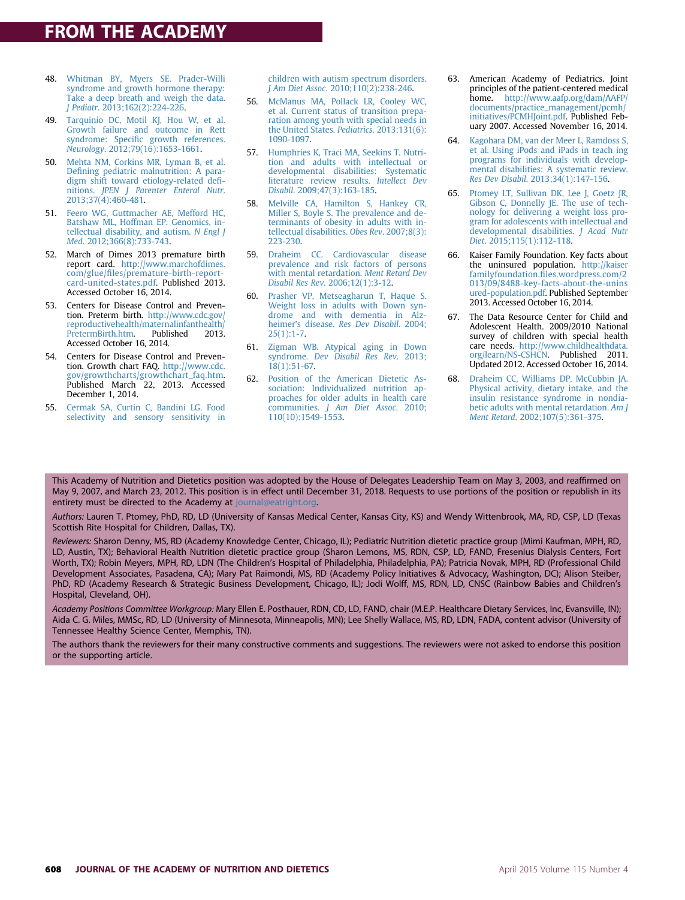48. Whitman BY, Myers SE. Prader-Willi syndrome and growth hormone therapy: Take a deep breath and weigh the data. *J Pediatr*. 2013;162(2):224-226.
49. Tarquinio DC, Motil KJ, Hou W, et al. Growth failure and outcome in Rett syndrome: Specific growth references. *Neurology*. 2012;79(16):1653-1661.
50. Mehta NM, Corkins MR, Lyman B, et al. Defining pediatric malnutrition: A paradigm shift toward etiology-related definitions. *JPEN J Parenter Enteral Nutr*. 2013;37(4):460-481.
51. Feero WG, Guttmacher AE, Mefford HC, Batshaw ML, Hoffman EP. Genomics, intellectual disability, and autism. *N Engl J Med*. 2012;366(8):733-743.
52. March of Dimes 2013 premature birth report card. http://www.marchofdimes.com/glue/files/premature-birth-report-card-united-states.pdf. Published 2013. Accessed October 16, 2014.
53. Centers for Disease Control and Prevention. Preterm birth. http://www.cdc.gov/reproductivehealth/maternalinfanthealth/PretermBirth.htm. Published 2013. Accessed October 16, 2014.
54. Centers for Disease Control and Prevention. Growth chart FAQ. http://www.cdc.gov/growthcharts/growthchart_faq.htm. Published March 22, 2013. Accessed December 1, 2014.
55. Cermak SA, Curtin C, Bandini LG. Food selectivity and sensory sensitivity in children with autism spectrum disorders. *J Am Diet Assoc*. 2010;110(2):238-246.
56. McManus MA, Pollack LR, Cooley WC, et al. Current status of transition preparation among youth with special needs in the United States. *Pediatrics*. 2013;131(6):1090-1097.
57. Humphries K, Traci MA, Seekins T. Nutrition and adults with intellectual or developmental disabilities: Systematic literature review results. *Intellect Dev Disabil*. 2009;47(3):163-185.
58. Melville CA, Hamilton S, Hankey CR, Miller S, Boyle S. The prevalence and determinants of obesity in adults with intellectual disabilities. *Obes Rev*. 2007;8(3):223-230.
59. Draheim CC. Cardiovascular disease prevalence and risk factors of persons with mental retardation. *Ment Retard Dev Disabil Res Rev*. 2006;12(1):3-12.
60. Prasher VP, Metseagharun T, Haque S. Weight loss in adults with Down syndrome and with dementia in Alzheimer's disease. *Res Dev Disabil*. 2004;25(1):1-7.
61. Zigman WB. Atypical aging in Down syndrome. *Dev Disabil Res Rev*. 2013;18(1):51-67.
62. Position of the American Dietetic Association: Individualized nutrition approaches for older adults in health care communities. *J Am Diet Assoc*. 2010;110(10):1549-1553.
63. American Academy of Pediatrics. Joint principles of the patient-centered medical home. http://www.aafp.org/dam/AAFP/documents/practice_management/pcmh/initiatives/PCMHJoint.pdf. Published February 2007. Accessed November 16, 2014.
64. Kagohara DM, van der Meer L, Ramdoss S, et al. Using iPods and iPads in teach ing programs for individuals with developmental disabilities: A systematic review. *Res Dev Disabil*. 2013;34(1):147-156.
65. Ptomey LT, Sullivan DK, Lee J, Goetz JR, Gibson C, Donnelly JE. The use of technology for delivering a weight loss program for adolescents with intellectual and developmental disabilities. *J Acad Nutr Diet*. 2015;115(1):112-118.
66. Kaiser Family Foundation. Key facts about the uninsured population. http://kaiserfamilyfoundation.files.wordpress.com/2013/09/8488-key-facts-about-the-uninsured-population.pdf. Published September 2013. Accessed October 16, 2014.
67. The Data Resource Center for Child and Adolescent Health. 2009/2010 National survey of children with special health care needs. http://www.childhealthdata.org/learn/NS-CSHCN. Published 2011. Updated 2012. Accessed October 16, 2014.
68. Draheim CC, Williams DP, McCubbin JA. Physical activity, dietary intake, and the insulin resistance syndrome in nondiabetic adults with mental retardation. *Am J Ment Retard*. 2002;107(5):361-375.

This Academy of Nutrition and Dietetics position was adopted by the House of Delegates Leadership Team on May 3, 2003, and reaffirmed on May 9, 2007, and March 23, 2012. This position is in effect until December 31, 2018. Requests to use portions of the position or republish in its entirety must be directed to the Academy at journal@eatright.org.

*Authors:* Lauren T. Ptomey, PhD, RD, LD (University of Kansas Medical Center, Kansas City, KS) and Wendy Wittenbrook, MA, RD, CSP, LD (Texas Scottish Rite Hospital for Children, Dallas, TX).

*Reviewers:* Sharon Denny, MS, RD (Academy Knowledge Center, Chicago, IL); Pediatric Nutrition dietetic practice group (Mimi Kaufman, MPH, RD, LD, Austin, TX); Behavioral Health Nutrition dietetic practice group (Sharon Lemons, MS, RDN, CSP, LD, FAND, Fresenius Dialysis Centers, Fort Worth, TX); Robin Meyers, MPH, RD, LDN (The Children's Hospital of Philadelphia, Philadelphia, PA); Patricia Novak, MPH, RD (Professional Child Development Associates, Pasadena, CA); Mary Pat Raimondi, MS, RD (Academy Policy Initiatives & Advocacy, Washington, DC); Alison Steiber, PhD, RD (Academy Research & Strategic Business Development, Chicago, IL); Jodi Wolff, MS, RDN, LD, CNSC (Rainbow Babies and Children's Hospital, Cleveland, OH).

*Academy Positions Committee Workgroup:* Mary Ellen E. Posthauer, RDN, CD, LD, FAND, chair (M.E.P. Healthcare Dietary Services, Inc, Evansville, IN); Aida C. G. Miles, MMSc, RD, LD (University of Minnesota, Minneapolis, MN); Lee Shelly Wallace, MS, RD, LDN, FADA, content advisor (University of Tennessee Healthy Science Center, Memphis, TN).

The authors thank the reviewers for their many constructive comments and suggestions. The reviewers were not asked to endorse this position or the supporting article.